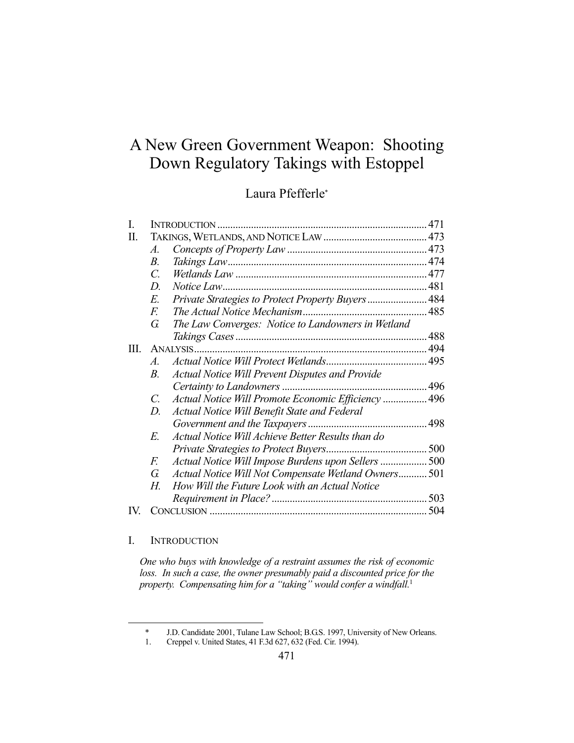# A New Green Government Weapon: Shooting Down Regulatory Takings with Estoppel

Laura Pfefferle*

| | | | |
|---|---|---|---|
| I. | INTRODUCTION | | 471 |
| II. | TAKINGS, WETLANDS, AND NOTICE LAW | | 473 |
| | *A.* | *Concepts of Property Law* | 473 |
| | *B.* | *Takings Law* | 474 |
| | *C.* | *Wetlands Law* | 477 |
| | *D.* | *Notice Law* | 481 |
| | *E.* | *Private Strategies to Protect Property Buyers* | 484 |
| | *F.* | *The Actual Notice Mechanism* | 485 |
| | *G.* | *The Law Converges: Notice to Landowners in Wetland Takings Cases* | 488 |
| III. | ANALYSIS | | 494 |
| | *A.* | *Actual Notice Will Protect Wetlands* | 495 |
| | *B.* | *Actual Notice Will Prevent Disputes and Provide Certainty to Landowners* | 496 |
| | *C.* | *Actual Notice Will Promote Economic Efficiency* | 496 |
| | *D.* | *Actual Notice Will Benefit State and Federal Government and the Taxpayers* | 498 |
| | *E.* | *Actual Notice Will Achieve Better Results than do Private Strategies to Protect Buyers* | 500 |
| | *F.* | *Actual Notice Will Impose Burdens upon Sellers* | 500 |
| | *G.* | *Actual Notice Will Not Compensate Wetland Owners* | 501 |
| | *H.* | *How Will the Future Look with an Actual Notice Requirement in Place?* | 503 |
| IV. | CONCLUSION | | 504 |

## I. INTRODUCTION

> *One who buys with knowledge of a restraint assumes the risk of economic loss. In such a case, the owner presumably paid a discounted price for the property. Compensating him for a "taking" would confer a windfall.*[1]

---

\* J.D. Candidate 2001, Tulane Law School; B.G.S. 1997, University of New Orleans.

1. Creppel v. United States, 41 F.3d 627, 632 (Fed. Cir. 1994).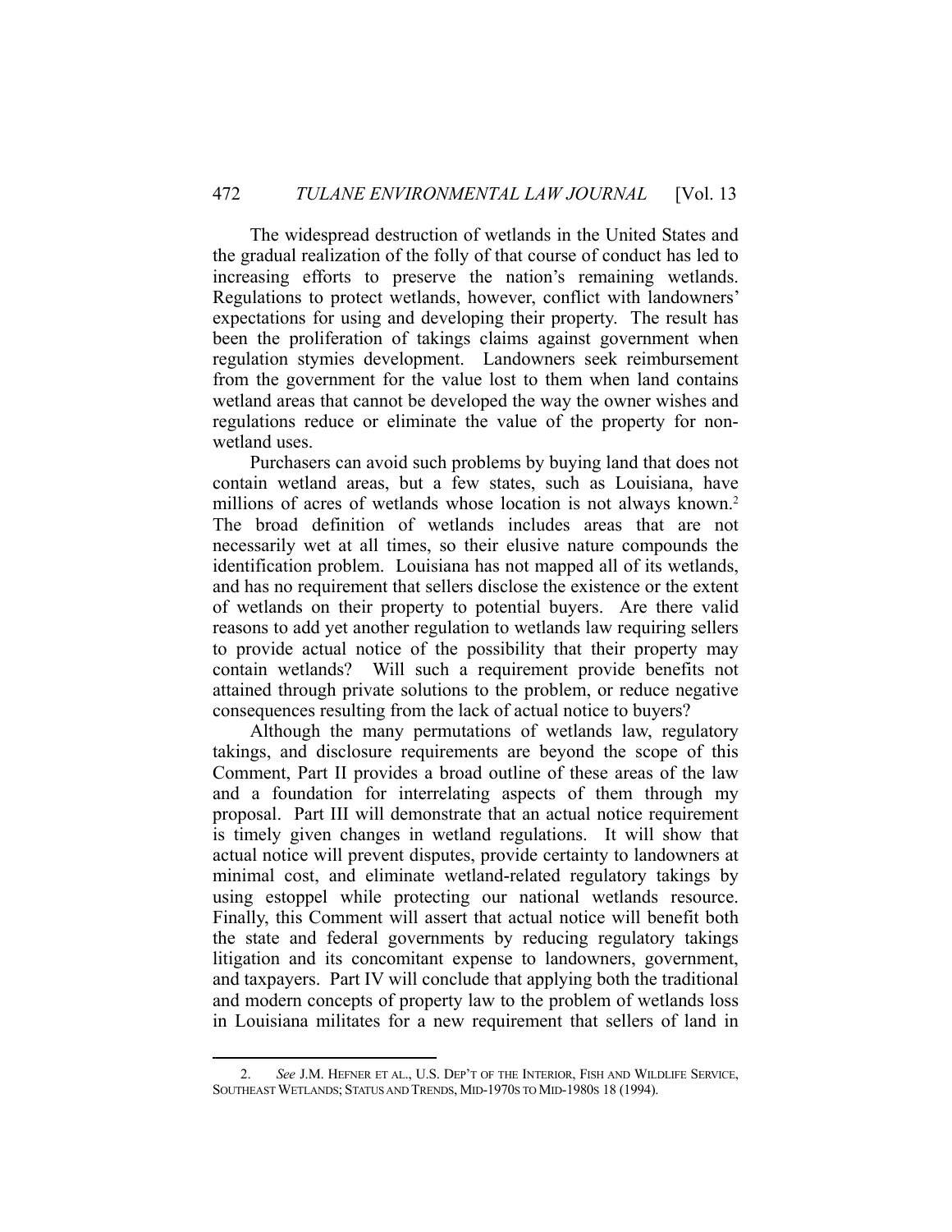The widespread destruction of wetlands in the United States and the gradual realization of the folly of that course of conduct has led to increasing efforts to preserve the nation's remaining wetlands. Regulations to protect wetlands, however, conflict with landowners' expectations for using and developing their property. The result has been the proliferation of takings claims against government when regulation stymies development. Landowners seek reimbursement from the government for the value lost to them when land contains wetland areas that cannot be developed the way the owner wishes and regulations reduce or eliminate the value of the property for non-wetland uses.

Purchasers can avoid such problems by buying land that does not contain wetland areas, but a few states, such as Louisiana, have millions of acres of wetlands whose location is not always known.[2] The broad definition of wetlands includes areas that are not necessarily wet at all times, so their elusive nature compounds the identification problem. Louisiana has not mapped all of its wetlands, and has no requirement that sellers disclose the existence or the extent of wetlands on their property to potential buyers. Are there valid reasons to add yet another regulation to wetlands law requiring sellers to provide actual notice of the possibility that their property may contain wetlands? Will such a requirement provide benefits not attained through private solutions to the problem, or reduce negative consequences resulting from the lack of actual notice to buyers?

Although the many permutations of wetlands law, regulatory takings, and disclosure requirements are beyond the scope of this Comment, Part II provides a broad outline of these areas of the law and a foundation for interrelating aspects of them through my proposal. Part III will demonstrate that an actual notice requirement is timely given changes in wetland regulations. It will show that actual notice will prevent disputes, provide certainty to landowners at minimal cost, and eliminate wetland-related regulatory takings by using estoppel while protecting our national wetlands resource. Finally, this Comment will assert that actual notice will benefit both the state and federal governments by reducing regulatory takings litigation and its concomitant expense to landowners, government, and taxpayers. Part IV will conclude that applying both the traditional and modern concepts of property law to the problem of wetlands loss in Louisiana militates for a new requirement that sellers of land in

---

2. *See* J.M. HEFNER ET AL., U.S. DEP'T OF THE INTERIOR, FISH AND WILDLIFE SERVICE, SOUTHEAST WETLANDS; STATUS AND TRENDS, MID-1970S TO MID-1980S 18 (1994).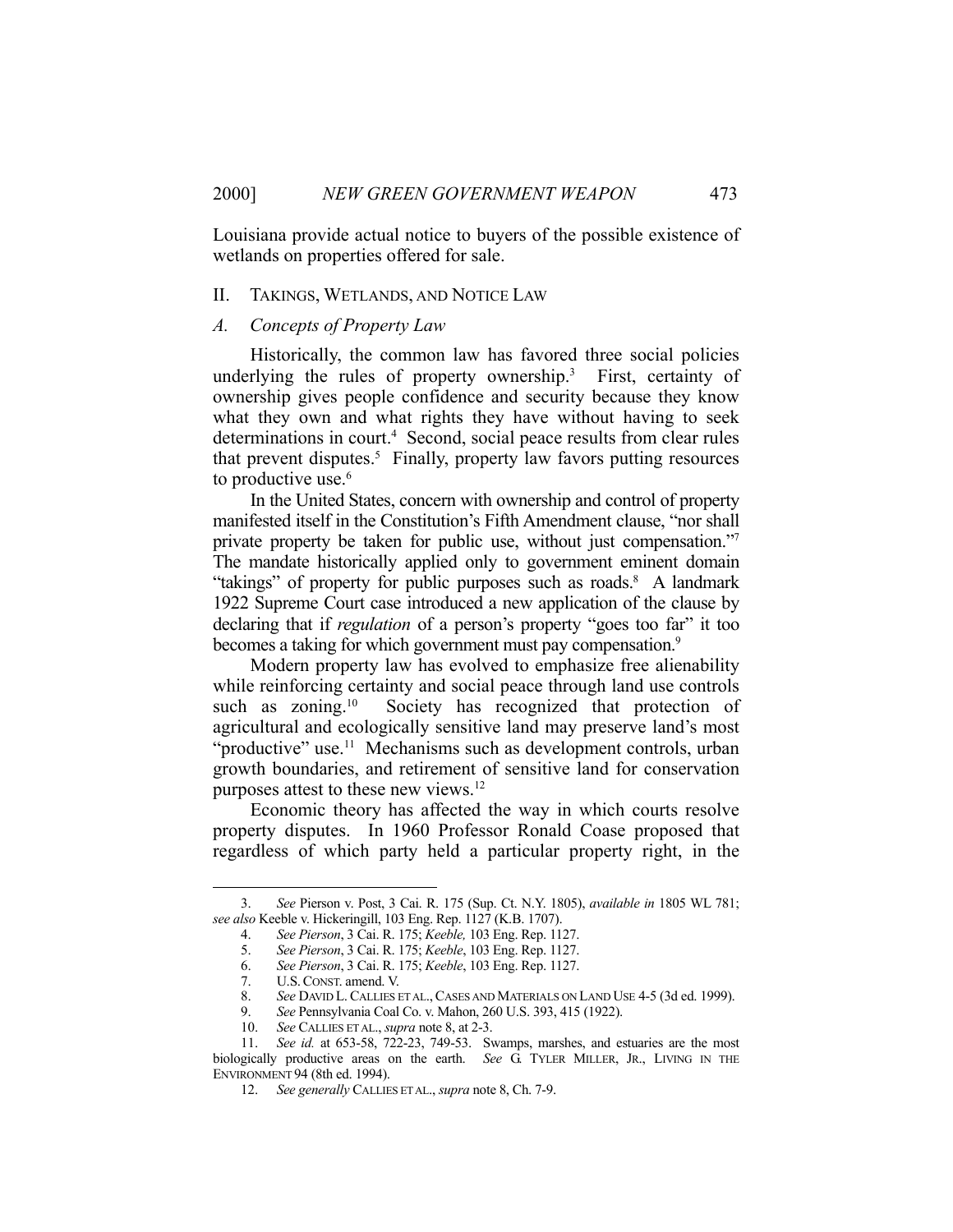Louisiana provide actual notice to buyers of the possible existence of wetlands on properties offered for sale.

## II. TAKINGS, WETLANDS, AND NOTICE LAW

### *A. Concepts of Property Law*

Historically, the common law has favored three social policies underlying the rules of property ownership.[3] First, certainty of ownership gives people confidence and security because they know what they own and what rights they have without having to seek determinations in court.[4] Second, social peace results from clear rules that prevent disputes.[5] Finally, property law favors putting resources to productive use.[6]

In the United States, concern with ownership and control of property manifested itself in the Constitution's Fifth Amendment clause, "nor shall private property be taken for public use, without just compensation."[7] The mandate historically applied only to government eminent domain "takings" of property for public purposes such as roads.[8] A landmark 1922 Supreme Court case introduced a new application of the clause by declaring that if *regulation* of a person's property "goes too far" it too becomes a taking for which government must pay compensation.[9]

Modern property law has evolved to emphasize free alienability while reinforcing certainty and social peace through land use controls such as zoning.[10] Society has recognized that protection of agricultural and ecologically sensitive land may preserve land's most "productive" use.[11] Mechanisms such as development controls, urban growth boundaries, and retirement of sensitive land for conservation purposes attest to these new views.[12]

Economic theory has affected the way in which courts resolve property disputes. In 1960 Professor Ronald Coase proposed that regardless of which party held a particular property right, in the

---

3. *See* Pierson v. Post, 3 Cai. R. 175 (Sup. Ct. N.Y. 1805), *available in* 1805 WL 781; *see also* Keeble v. Hickeringill, 103 Eng. Rep. 1127 (K.B. 1707).

4. *See Pierson*, 3 Cai. R. 175; *Keeble,* 103 Eng. Rep. 1127.

5. *See Pierson*, 3 Cai. R. 175; *Keeble*, 103 Eng. Rep. 1127.

6. *See Pierson*, 3 Cai. R. 175; *Keeble*, 103 Eng. Rep. 1127.

7. U.S. CONST. amend. V.

8. *See* DAVID L. CALLIES ET AL., CASES AND MATERIALS ON LAND USE 4-5 (3d ed. 1999).

9. *See* Pennsylvania Coal Co. v. Mahon, 260 U.S. 393, 415 (1922).

10. *See* CALLIES ET AL., *supra* note 8, at 2-3.

11. *See id.* at 653-58, 722-23, 749-53. Swamps, marshes, and estuaries are the most biologically productive areas on the earth. *See* G. TYLER MILLER, JR., LIVING IN THE ENVIRONMENT 94 (8th ed. 1994).

12. *See generally* CALLIES ET AL., *supra* note 8, Ch. 7-9.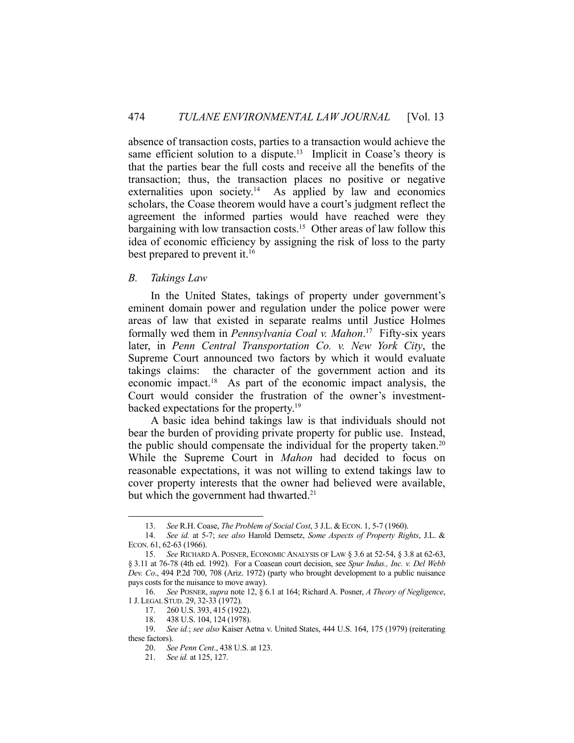absence of transaction costs, parties to a transaction would achieve the same efficient solution to a dispute.[13] Implicit in Coase's theory is that the parties bear the full costs and receive all the benefits of the transaction; thus, the transaction places no positive or negative externalities upon society.[14] As applied by law and economics scholars, the Coase theorem would have a court's judgment reflect the agreement the informed parties would have reached were they bargaining with low transaction costs.[15] Other areas of law follow this idea of economic efficiency by assigning the risk of loss to the party best prepared to prevent it.[16]

### *B. Takings Law*

In the United States, takings of property under government's eminent domain power and regulation under the police power were areas of law that existed in separate realms until Justice Holmes formally wed them in *Pennsylvania Coal v. Mahon*.[17] Fifty-six years later, in *Penn Central Transportation Co. v. New York City*, the Supreme Court announced two factors by which it would evaluate takings claims: the character of the government action and its economic impact.[18] As part of the economic impact analysis, the Court would consider the frustration of the owner's investment-backed expectations for the property.[19]

A basic idea behind takings law is that individuals should not bear the burden of providing private property for public use. Instead, the public should compensate the individual for the property taken.[20] While the Supreme Court in *Mahon* had decided to focus on reasonable expectations, it was not willing to extend takings law to cover property interests that the owner had believed were available, but which the government had thwarted.[21]

---

13. *See* R.H. Coase, *The Problem of Social Cost*, 3 J.L. & ECON. 1, 5-7 (1960).

14. *See id.* at 5-7; *see also* Harold Demsetz, *Some Aspects of Property Rights*, J.L. & ECON. 61, 62-63 (1966).

15. *See* RICHARD A. POSNER, ECONOMIC ANALYSIS OF LAW § 3.6 at 52-54, § 3.8 at 62-63, § 3.11 at 76-78 (4th ed. 1992). For a Coasean court decision, see *Spur Indus., Inc. v. Del Webb Dev. Co*., 494 P.2d 700, 708 (Ariz. 1972) (party who brought development to a public nuisance pays costs for the nuisance to move away).

16. *See* POSNER, *supra* note 12, § 6.1 at 164; Richard A. Posner, *A Theory of Negligence*, 1 J. LEGAL STUD. 29, 32-33 (1972).

17. 260 U.S. 393, 415 (1922).

18. 438 U.S. 104, 124 (1978).

19. *See id.*; *see also* Kaiser Aetna v. United States, 444 U.S. 164, 175 (1979) (reiterating these factors).

20. *See Penn Cent*., 438 U.S. at 123.

21. *See id.* at 125, 127.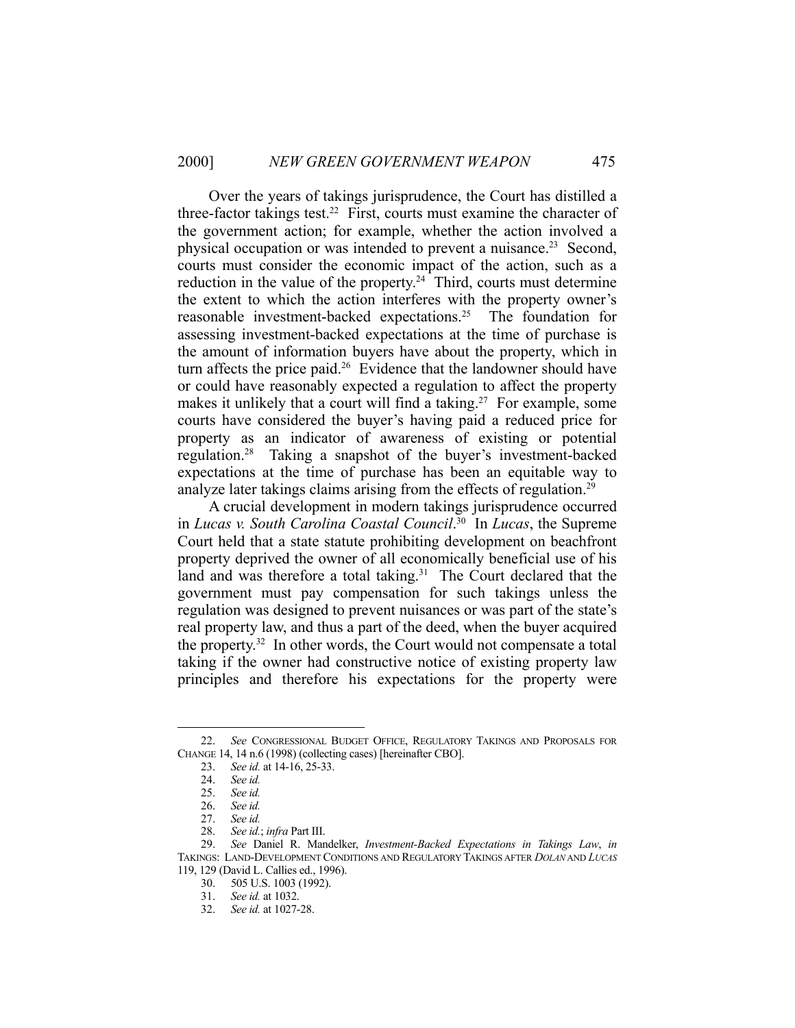Over the years of takings jurisprudence, the Court has distilled a three-factor takings test.[22] First, courts must examine the character of the government action; for example, whether the action involved a physical occupation or was intended to prevent a nuisance.[23] Second, courts must consider the economic impact of the action, such as a reduction in the value of the property.[24] Third, courts must determine the extent to which the action interferes with the property owner's reasonable investment-backed expectations.[25] The foundation for assessing investment-backed expectations at the time of purchase is the amount of information buyers have about the property, which in turn affects the price paid.[26] Evidence that the landowner should have or could have reasonably expected a regulation to affect the property makes it unlikely that a court will find a taking.[27] For example, some courts have considered the buyer's having paid a reduced price for property as an indicator of awareness of existing or potential regulation.[28] Taking a snapshot of the buyer's investment-backed expectations at the time of purchase has been an equitable way to analyze later takings claims arising from the effects of regulation.[29]

A crucial development in modern takings jurisprudence occurred in *Lucas v. South Carolina Coastal Council*.[30] In *Lucas*, the Supreme Court held that a state statute prohibiting development on beachfront property deprived the owner of all economically beneficial use of his land and was therefore a total taking.[31] The Court declared that the government must pay compensation for such takings unless the regulation was designed to prevent nuisances or was part of the state's real property law, and thus a part of the deed, when the buyer acquired the property.[32] In other words, the Court would not compensate a total taking if the owner had constructive notice of existing property law principles and therefore his expectations for the property were

---

22. *See* CONGRESSIONAL BUDGET OFFICE, REGULATORY TAKINGS AND PROPOSALS FOR CHANGE 14, 14 n.6 (1998) (collecting cases) [hereinafter CBO].

23. *See id.* at 14-16, 25-33.

24. *See id.*

25. *See id.*

26. *See id.*

27. *See id.*

28. *See id.*; *infra* Part III.

29. *See* Daniel R. Mandelker, *Investment-Backed Expectations in Takings Law*, *in* TAKINGS: LAND-DEVELOPMENT CONDITIONS AND REGULATORY TAKINGS AFTER *DOLAN* AND *LUCAS* 119, 129 (David L. Callies ed., 1996).

30. 505 U.S. 1003 (1992).

31. *See id.* at 1032.

32. *See id.* at 1027-28.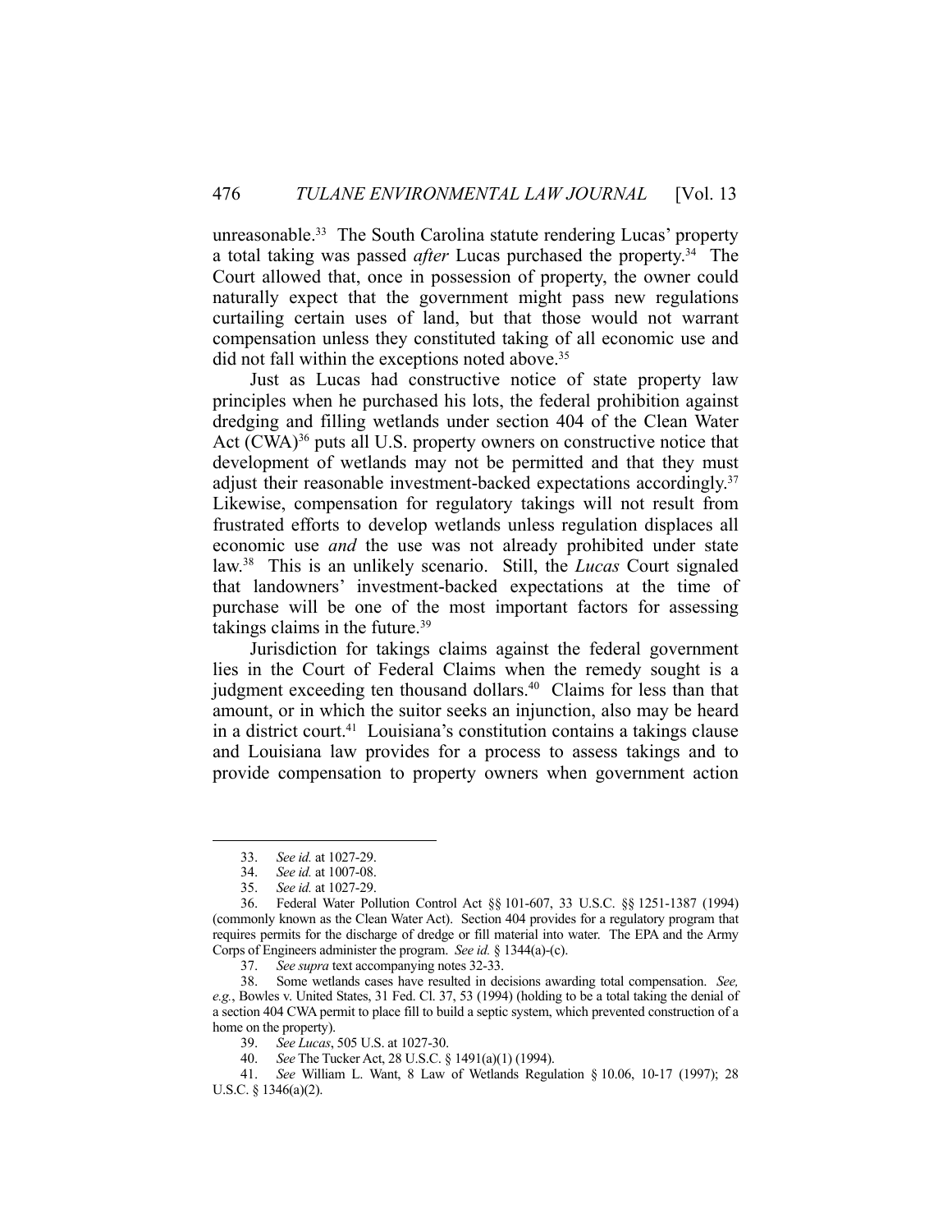unreasonable.[33] The South Carolina statute rendering Lucas' property a total taking was passed *after* Lucas purchased the property.[34] The Court allowed that, once in possession of property, the owner could naturally expect that the government might pass new regulations curtailing certain uses of land, but that those would not warrant compensation unless they constituted taking of all economic use and did not fall within the exceptions noted above.[35]

Just as Lucas had constructive notice of state property law principles when he purchased his lots, the federal prohibition against dredging and filling wetlands under section 404 of the Clean Water Act (CWA)[36] puts all U.S. property owners on constructive notice that development of wetlands may not be permitted and that they must adjust their reasonable investment-backed expectations accordingly.[37] Likewise, compensation for regulatory takings will not result from frustrated efforts to develop wetlands unless regulation displaces all economic use *and* the use was not already prohibited under state law.[38] This is an unlikely scenario. Still, the *Lucas* Court signaled that landowners' investment-backed expectations at the time of purchase will be one of the most important factors for assessing takings claims in the future.[39]

Jurisdiction for takings claims against the federal government lies in the Court of Federal Claims when the remedy sought is a judgment exceeding ten thousand dollars.[40] Claims for less than that amount, or in which the suitor seeks an injunction, also may be heard in a district court.[41] Louisiana's constitution contains a takings clause and Louisiana law provides for a process to assess takings and to provide compensation to property owners when government action

---

33. *See id.* at 1027-29.

34. *See id.* at 1007-08.

35. *See id.* at 1027-29.

36. Federal Water Pollution Control Act §§ 101-607, 33 U.S.C. §§ 1251-1387 (1994) (commonly known as the Clean Water Act). Section 404 provides for a regulatory program that requires permits for the discharge of dredge or fill material into water. The EPA and the Army Corps of Engineers administer the program. *See id.* § 1344(a)-(c).

37. *See supra* text accompanying notes 32-33.

38. Some wetlands cases have resulted in decisions awarding total compensation. *See, e.g.*, Bowles v. United States, 31 Fed. Cl. 37, 53 (1994) (holding to be a total taking the denial of a section 404 CWA permit to place fill to build a septic system, which prevented construction of a home on the property).

39. *See Lucas*, 505 U.S. at 1027-30.

40. *See* The Tucker Act, 28 U.S.C. § 1491(a)(1) (1994).

41. *See* William L. Want, 8 Law of Wetlands Regulation § 10.06, 10-17 (1997); 28 U.S.C. § 1346(a)(2).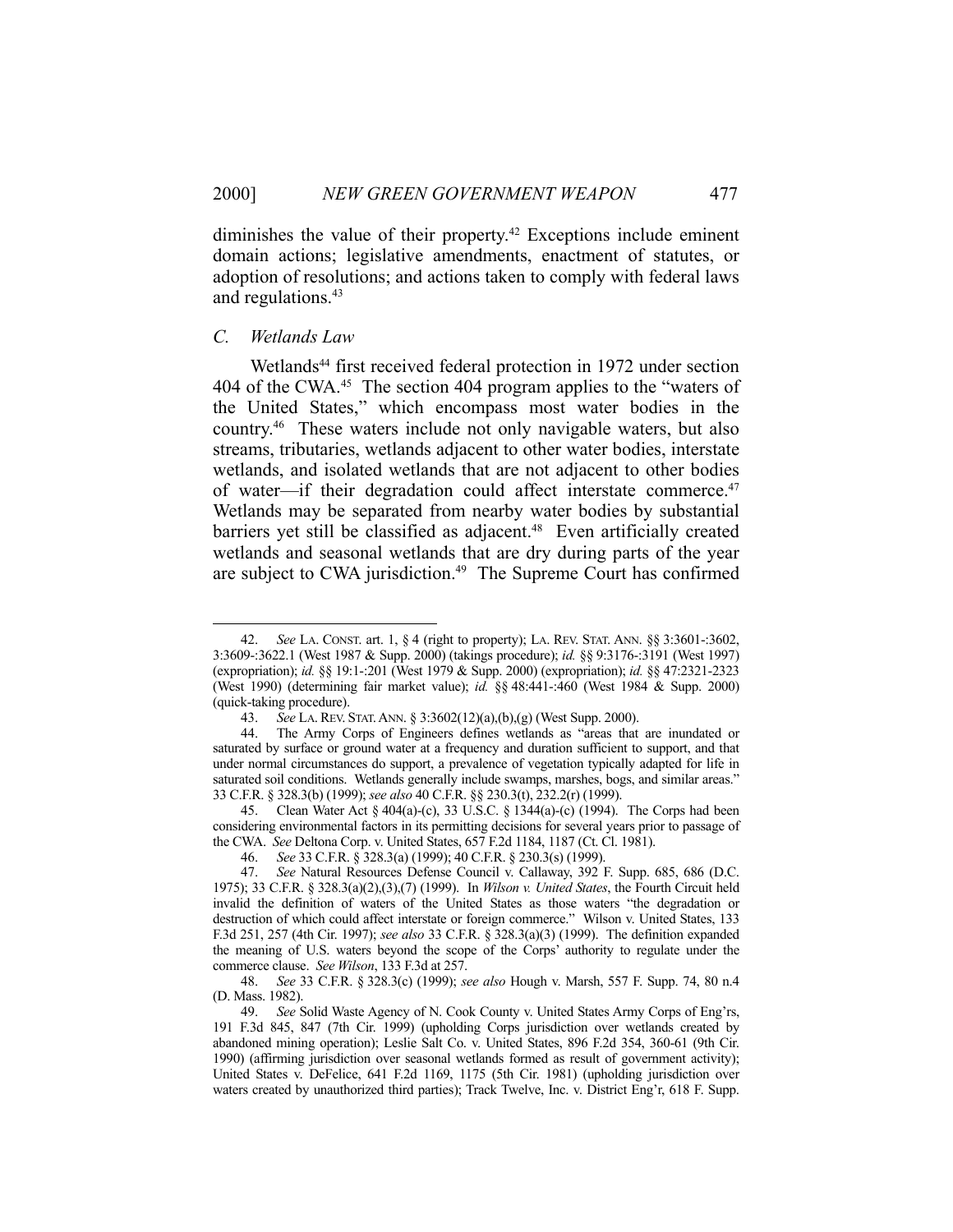diminishes the value of their property.[42] Exceptions include eminent domain actions; legislative amendments, enactment of statutes, or adoption of resolutions; and actions taken to comply with federal laws and regulations.[43]

### *C. Wetlands Law*

Wetlands[44] first received federal protection in 1972 under section 404 of the CWA.[45] The section 404 program applies to the "waters of the United States," which encompass most water bodies in the country.[46] These waters include not only navigable waters, but also streams, tributaries, wetlands adjacent to other water bodies, interstate wetlands, and isolated wetlands that are not adjacent to other bodies of water—if their degradation could affect interstate commerce.[47] Wetlands may be separated from nearby water bodies by substantial barriers yet still be classified as adjacent.[48] Even artificially created wetlands and seasonal wetlands that are dry during parts of the year are subject to CWA jurisdiction.[49] The Supreme Court has confirmed

---

42. *See* LA. CONST. art. 1, § 4 (right to property); LA. REV. STAT. ANN. §§ 3:3601-:3602, 3:3609-:3622.1 (West 1987 & Supp. 2000) (takings procedure); *id.* §§ 9:3176-:3191 (West 1997) (expropriation); *id.* §§ 19:1-:201 (West 1979 & Supp. 2000) (expropriation); *id.* §§ 47:2321-2323 (West 1990) (determining fair market value); *id.* §§ 48:441-:460 (West 1984 & Supp. 2000) (quick-taking procedure).

43. *See* LA. REV. STAT. ANN. § 3:3602(12)(a),(b),(g) (West Supp. 2000).

44. The Army Corps of Engineers defines wetlands as "areas that are inundated or saturated by surface or ground water at a frequency and duration sufficient to support, and that under normal circumstances do support, a prevalence of vegetation typically adapted for life in saturated soil conditions. Wetlands generally include swamps, marshes, bogs, and similar areas." 33 C.F.R. § 328.3(b) (1999); *see also* 40 C.F.R. §§ 230.3(t), 232.2(r) (1999).

45. Clean Water Act § 404(a)-(c), 33 U.S.C. § 1344(a)-(c) (1994). The Corps had been considering environmental factors in its permitting decisions for several years prior to passage of the CWA. *See* Deltona Corp. v. United States, 657 F.2d 1184, 1187 (Ct. Cl. 1981).

46. *See* 33 C.F.R. § 328.3(a) (1999); 40 C.F.R. § 230.3(s) (1999).

47. *See* Natural Resources Defense Council v. Callaway, 392 F. Supp. 685, 686 (D.C. 1975); 33 C.F.R. § 328.3(a)(2),(3),(7) (1999). In *Wilson v. United States*, the Fourth Circuit held invalid the definition of waters of the United States as those waters "the degradation or destruction of which could affect interstate or foreign commerce." Wilson v. United States, 133 F.3d 251, 257 (4th Cir. 1997); *see also* 33 C.F.R. § 328.3(a)(3) (1999). The definition expanded the meaning of U.S. waters beyond the scope of the Corps' authority to regulate under the commerce clause. *See Wilson*, 133 F.3d at 257.

48. *See* 33 C.F.R. § 328.3(c) (1999); *see also* Hough v. Marsh, 557 F. Supp. 74, 80 n.4 (D. Mass. 1982).

49. *See* Solid Waste Agency of N. Cook County v. United States Army Corps of Eng'rs, 191 F.3d 845, 847 (7th Cir. 1999) (upholding Corps jurisdiction over wetlands created by abandoned mining operation); Leslie Salt Co. v. United States, 896 F.2d 354, 360-61 (9th Cir. 1990) (affirming jurisdiction over seasonal wetlands formed as result of government activity); United States v. DeFelice, 641 F.2d 1169, 1175 (5th Cir. 1981) (upholding jurisdiction over waters created by unauthorized third parties); Track Twelve, Inc. v. District Eng'r, 618 F. Supp.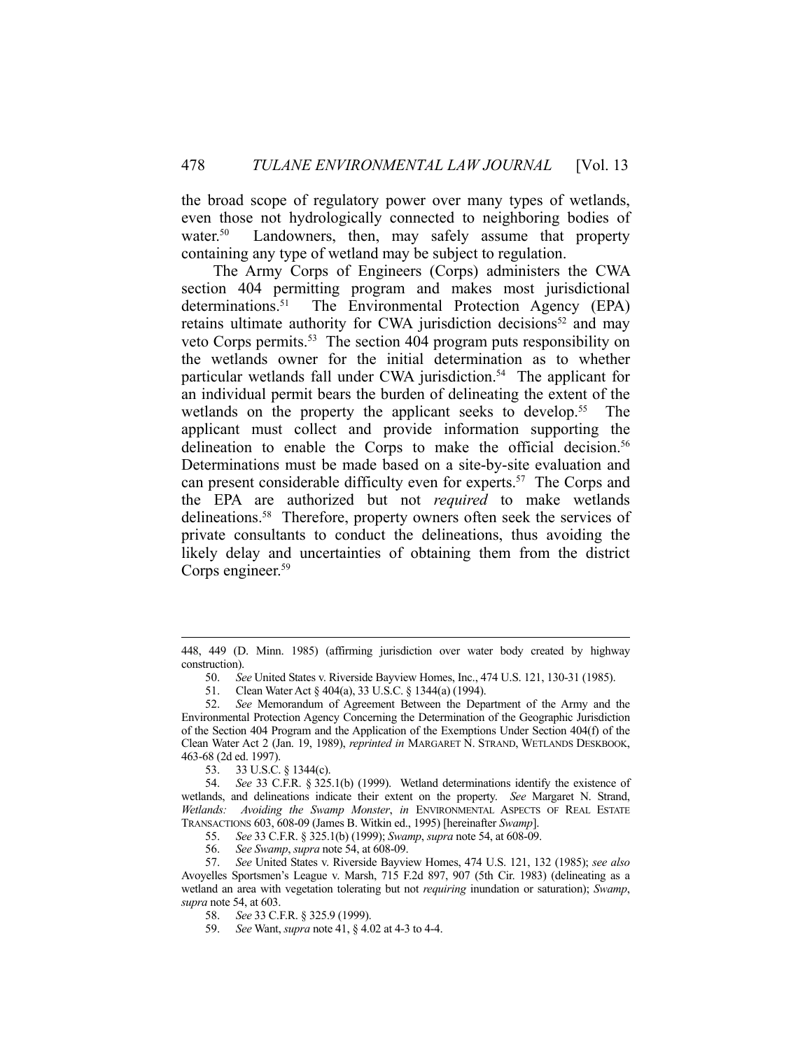the broad scope of regulatory power over many types of wetlands, even those not hydrologically connected to neighboring bodies of water.[50] Landowners, then, may safely assume that property containing any type of wetland may be subject to regulation.

The Army Corps of Engineers (Corps) administers the CWA section 404 permitting program and makes most jurisdictional determinations.[51] The Environmental Protection Agency (EPA) retains ultimate authority for CWA jurisdiction decisions[52] and may veto Corps permits.[53] The section 404 program puts responsibility on the wetlands owner for the initial determination as to whether particular wetlands fall under CWA jurisdiction.[54] The applicant for an individual permit bears the burden of delineating the extent of the wetlands on the property the applicant seeks to develop.[55] The applicant must collect and provide information supporting the delineation to enable the Corps to make the official decision.[56] Determinations must be made based on a site-by-site evaluation and can present considerable difficulty even for experts.[57] The Corps and the EPA are authorized but not *required* to make wetlands delineations.[58] Therefore, property owners often seek the services of private consultants to conduct the delineations, thus avoiding the likely delay and uncertainties of obtaining them from the district Corps engineer.[59]

---

448, 449 (D. Minn. 1985) (affirming jurisdiction over water body created by highway construction).

50. *See* United States v. Riverside Bayview Homes, Inc., 474 U.S. 121, 130-31 (1985).

51. Clean Water Act § 404(a), 33 U.S.C. § 1344(a) (1994).

52. *See* Memorandum of Agreement Between the Department of the Army and the Environmental Protection Agency Concerning the Determination of the Geographic Jurisdiction of the Section 404 Program and the Application of the Exemptions Under Section 404(f) of the Clean Water Act 2 (Jan. 19, 1989), *reprinted in* MARGARET N. STRAND, WETLANDS DESKBOOK, 463-68 (2d ed. 1997).

53. 33 U.S.C. § 1344(c).

54. *See* 33 C.F.R. § 325.1(b) (1999). Wetland determinations identify the existence of wetlands, and delineations indicate their extent on the property. *See* Margaret N. Strand, *Wetlands: Avoiding the Swamp Monster*, *in* ENVIRONMENTAL ASPECTS OF REAL ESTATE TRANSACTIONS 603, 608-09 (James B. Witkin ed., 1995) [hereinafter *Swamp*].

55. *See* 33 C.F.R. § 325.1(b) (1999); *Swamp*, *supra* note 54, at 608-09.

56. *See Swamp*, *supra* note 54, at 608-09.

57. *See* United States v. Riverside Bayview Homes, 474 U.S. 121, 132 (1985); *see also* Avoyelles Sportsmen's League v. Marsh, 715 F.2d 897, 907 (5th Cir. 1983) (delineating as a wetland an area with vegetation tolerating but not *requiring* inundation or saturation); *Swamp*, *supra* note 54, at 603.

58. *See* 33 C.F.R. § 325.9 (1999).

59. *See* Want, *supra* note 41, § 4.02 at 4-3 to 4-4.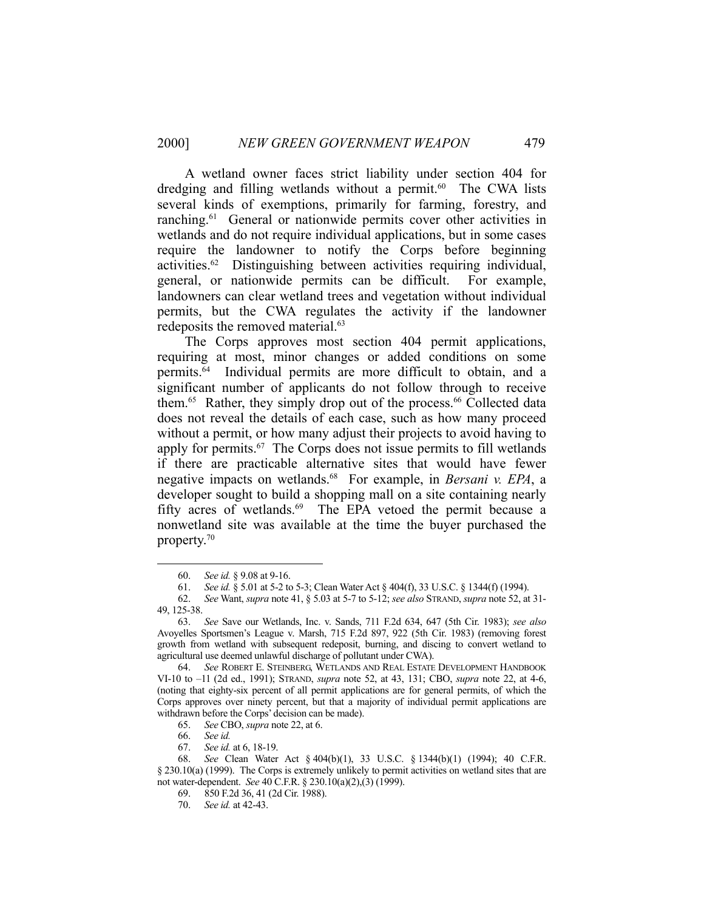A wetland owner faces strict liability under section 404 for dredging and filling wetlands without a permit.[60] The CWA lists several kinds of exemptions, primarily for farming, forestry, and ranching.[61] General or nationwide permits cover other activities in wetlands and do not require individual applications, but in some cases require the landowner to notify the Corps before beginning activities.[62] Distinguishing between activities requiring individual, general, or nationwide permits can be difficult. For example, landowners can clear wetland trees and vegetation without individual permits, but the CWA regulates the activity if the landowner redeposits the removed material.[63]

The Corps approves most section 404 permit applications, requiring at most, minor changes or added conditions on some permits.[64] Individual permits are more difficult to obtain, and a significant number of applicants do not follow through to receive them.[65] Rather, they simply drop out of the process.[66] Collected data does not reveal the details of each case, such as how many proceed without a permit, or how many adjust their projects to avoid having to apply for permits.[67] The Corps does not issue permits to fill wetlands if there are practicable alternative sites that would have fewer negative impacts on wetlands.[68] For example, in *Bersani v. EPA*, a developer sought to build a shopping mall on a site containing nearly fifty acres of wetlands.[69] The EPA vetoed the permit because a nonwetland site was available at the time the buyer purchased the property.[70]

---

60. *See id.* § 9.08 at 9-16.

61. *See id.* § 5.01 at 5-2 to 5-3; Clean Water Act § 404(f), 33 U.S.C. § 1344(f) (1994).

62. *See* Want, *supra* note 41, § 5.03 at 5-7 to 5-12; *see also* STRAND, *supra* note 52, at 31-49, 125-38.

63. *See* Save our Wetlands, Inc. v. Sands, 711 F.2d 634, 647 (5th Cir. 1983); *see also* Avoyelles Sportsmen's League v. Marsh, 715 F.2d 897, 922 (5th Cir. 1983) (removing forest growth from wetland with subsequent redeposit, burning, and discing to convert wetland to agricultural use deemed unlawful discharge of pollutant under CWA).

64. *See* ROBERT E. STEINBERG, WETLANDS AND REAL ESTATE DEVELOPMENT HANDBOOK VI-10 to –11 (2d ed., 1991); STRAND, *supra* note 52, at 43, 131; CBO, *supra* note 22, at 4-6, (noting that eighty-six percent of all permit applications are for general permits, of which the Corps approves over ninety percent, but that a majority of individual permit applications are withdrawn before the Corps' decision can be made).

65. *See* CBO, *supra* note 22, at 6.

66. *See id.*

67. *See id.* at 6, 18-19.

68. *See* Clean Water Act § 404(b)(1), 33 U.S.C. § 1344(b)(1) (1994); 40 C.F.R. § 230.10(a) (1999). The Corps is extremely unlikely to permit activities on wetland sites that are not water-dependent. *See* 40 C.F.R. § 230.10(a)(2),(3) (1999).

69. 850 F.2d 36, 41 (2d Cir. 1988).

70. *See id.* at 42-43.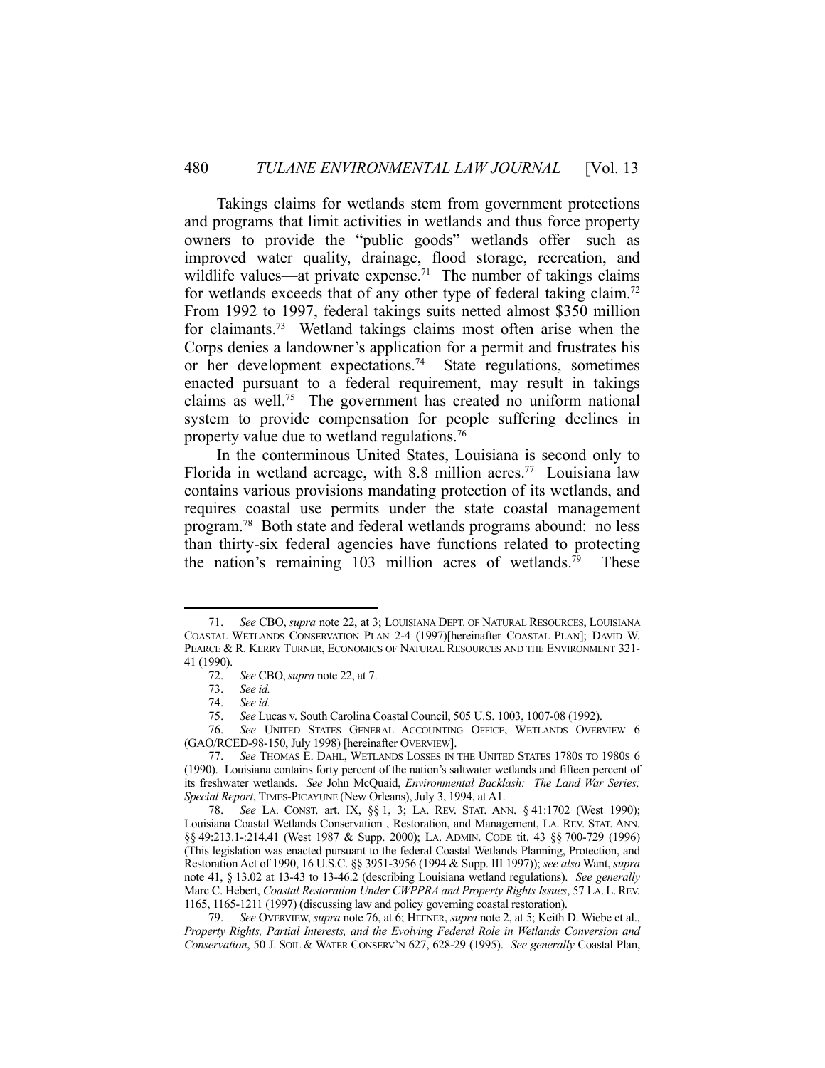Takings claims for wetlands stem from government protections and programs that limit activities in wetlands and thus force property owners to provide the "public goods" wetlands offer—such as improved water quality, drainage, flood storage, recreation, and wildlife values—at private expense.[71] The number of takings claims for wetlands exceeds that of any other type of federal taking claim.[72] From 1992 to 1997, federal takings suits netted almost $350 million for claimants.[73] Wetland takings claims most often arise when the Corps denies a landowner's application for a permit and frustrates his or her development expectations.[74] State regulations, sometimes enacted pursuant to a federal requirement, may result in takings claims as well.[75] The government has created no uniform national system to provide compensation for people suffering declines in property value due to wetland regulations.[76]

In the conterminous United States, Louisiana is second only to Florida in wetland acreage, with 8.8 million acres.[77] Louisiana law contains various provisions mandating protection of its wetlands, and requires coastal use permits under the state coastal management program.[78] Both state and federal wetlands programs abound: no less than thirty-six federal agencies have functions related to protecting the nation's remaining 103 million acres of wetlands.[79] These

---

71. *See* CBO, *supra* note 22, at 3; LOUISIANA DEPT. OF NATURAL RESOURCES, LOUISIANA COASTAL WETLANDS CONSERVATION PLAN 2-4 (1997)[hereinafter COASTAL PLAN]; DAVID W. PEARCE & R. KERRY TURNER, ECONOMICS OF NATURAL RESOURCES AND THE ENVIRONMENT 321-41 (1990).

72. *See* CBO, *supra* note 22, at 7.

73. *See id.*

74. *See id.*

75. *See* Lucas v. South Carolina Coastal Council, 505 U.S. 1003, 1007-08 (1992).

76. *See* UNITED STATES GENERAL ACCOUNTING OFFICE, WETLANDS OVERVIEW 6 (GAO/RCED-98-150, July 1998) [hereinafter OVERVIEW].

77. *See* THOMAS E. DAHL, WETLANDS LOSSES IN THE UNITED STATES 1780S TO 1980S 6 (1990). Louisiana contains forty percent of the nation's saltwater wetlands and fifteen percent of its freshwater wetlands. *See* John McQuaid, *Environmental Backlash: The Land War Series; Special Report*, TIMES-PICAYUNE (New Orleans), July 3, 1994, at A1.

78. *See* LA. CONST. art. IX, §§ 1, 3; LA. REV. STAT. ANN. § 41:1702 (West 1990); Louisiana Coastal Wetlands Conservation , Restoration, and Management, LA. REV. STAT. ANN. §§ 49:213.1-:214.41 (West 1987 & Supp. 2000); LA. ADMIN. CODE tit. 43 §§ 700-729 (1996) (This legislation was enacted pursuant to the federal Coastal Wetlands Planning, Protection, and Restoration Act of 1990, 16 U.S.C. §§ 3951-3956 (1994 & Supp. III 1997)); *see also* Want, *supra* note 41, § 13.02 at 13-43 to 13-46.2 (describing Louisiana wetland regulations). *See generally* Marc C. Hebert, *Coastal Restoration Under CWPPRA and Property Rights Issues*, 57 LA. L. REV. 1165, 1165-1211 (1997) (discussing law and policy governing coastal restoration).

79. *See* OVERVIEW, *supra* note 76, at 6; HEFNER, *supra* note 2, at 5; Keith D. Wiebe et al., *Property Rights, Partial Interests, and the Evolving Federal Role in Wetlands Conversion and Conservation*, 50 J. SOIL & WATER CONSERV'N 627, 628-29 (1995). *See generally* Coastal Plan,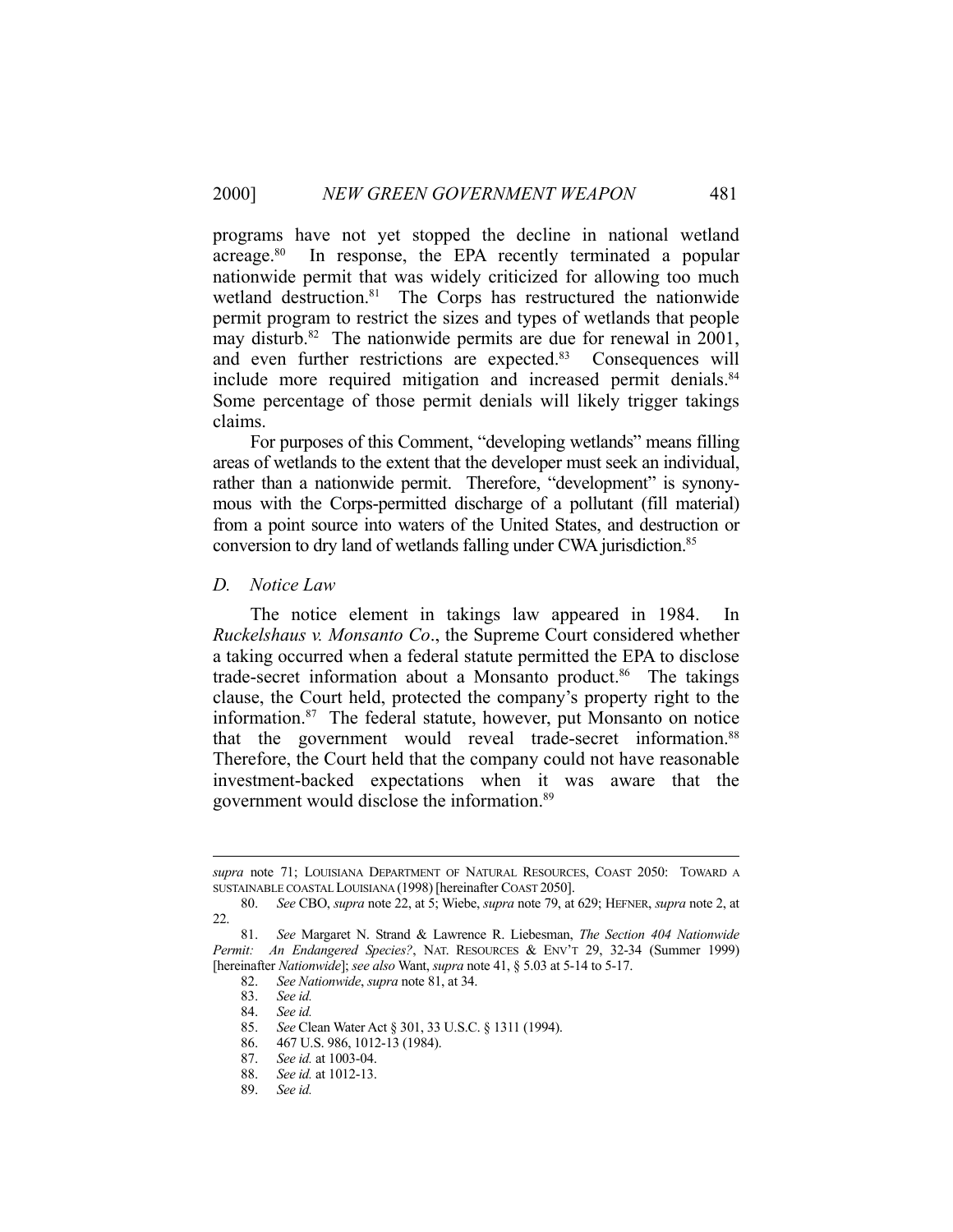programs have not yet stopped the decline in national wetland acreage.[80] In response, the EPA recently terminated a popular nationwide permit that was widely criticized for allowing too much wetland destruction.[81] The Corps has restructured the nationwide permit program to restrict the sizes and types of wetlands that people may disturb.[82] The nationwide permits are due for renewal in 2001, and even further restrictions are expected.[83] Consequences will include more required mitigation and increased permit denials.[84] Some percentage of those permit denials will likely trigger takings claims.

For purposes of this Comment, "developing wetlands" means filling areas of wetlands to the extent that the developer must seek an individual, rather than a nationwide permit. Therefore, "development" is synonymous with the Corps-permitted discharge of a pollutant (fill material) from a point source into waters of the United States, and destruction or conversion to dry land of wetlands falling under CWA jurisdiction.[85]

### *D. Notice Law*

The notice element in takings law appeared in 1984. In *Ruckelshaus v. Monsanto Co*., the Supreme Court considered whether a taking occurred when a federal statute permitted the EPA to disclose trade-secret information about a Monsanto product.[86] The takings clause, the Court held, protected the company's property right to the information.[87] The federal statute, however, put Monsanto on notice that the government would reveal trade-secret information.[88] Therefore, the Court held that the company could not have reasonable investment-backed expectations when it was aware that the government would disclose the information.[89]

---

*supra* note 71; LOUISIANA DEPARTMENT OF NATURAL RESOURCES, COAST 2050: TOWARD A SUSTAINABLE COASTAL LOUISIANA (1998) [hereinafter COAST 2050].

80. *See* CBO, *supra* note 22, at 5; Wiebe, *supra* note 79, at 629; HEFNER, *supra* note 2, at 22.

81. *See* Margaret N. Strand & Lawrence R. Liebesman, *The Section 404 Nationwide Permit: An Endangered Species?*, NAT. RESOURCES & ENV'T 29, 32-34 (Summer 1999) [hereinafter *Nationwide*]; *see also* Want, *supra* note 41, § 5.03 at 5-14 to 5-17.

82. *See Nationwide*, *supra* note 81, at 34.

83. *See id.*

84. *See id.*

85. *See* Clean Water Act § 301, 33 U.S.C. § 1311 (1994).

86. 467 U.S. 986, 1012-13 (1984).

87. *See id.* at 1003-04.

88. *See id.* at 1012-13.

89. *See id.*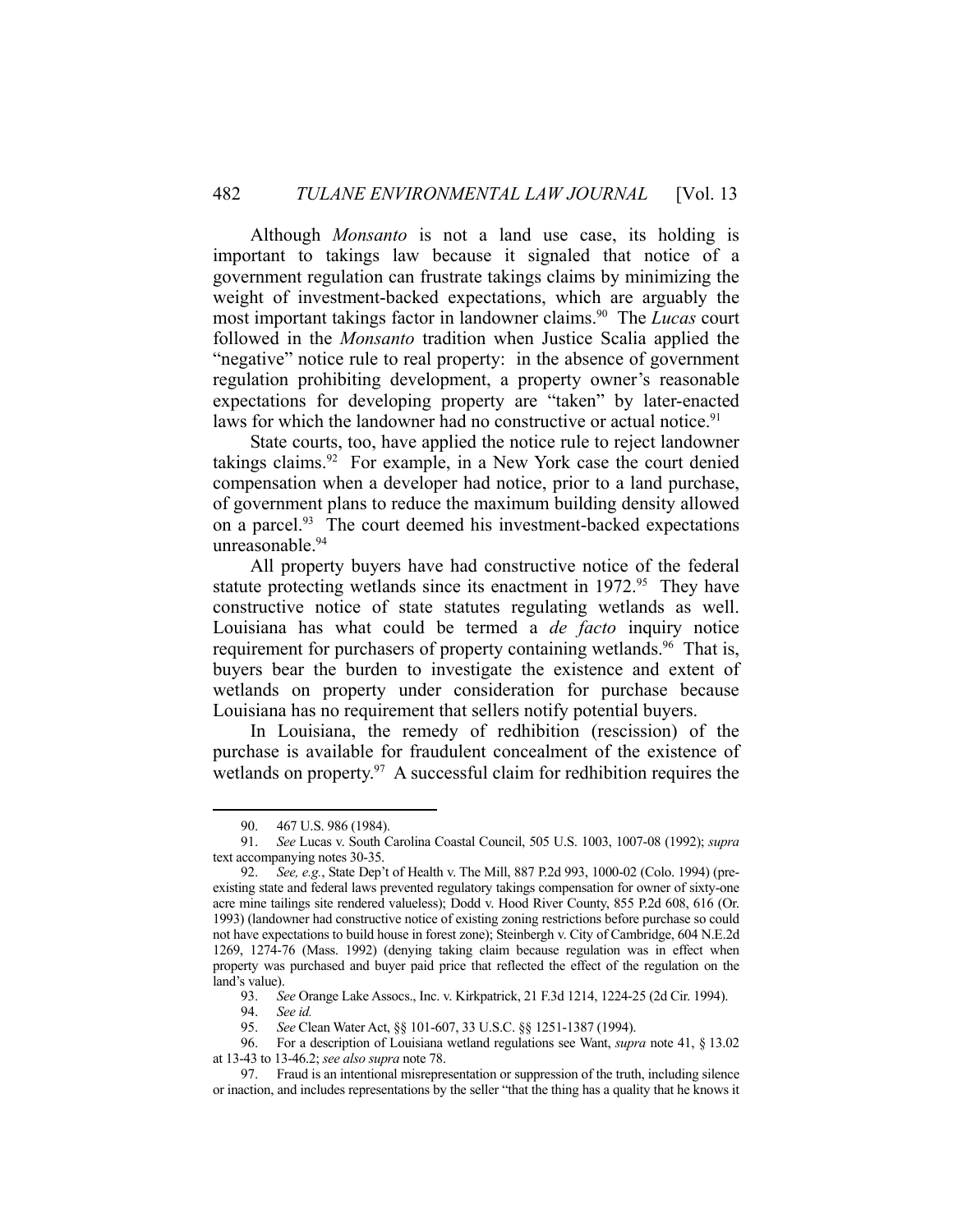Although *Monsanto* is not a land use case, its holding is important to takings law because it signaled that notice of a government regulation can frustrate takings claims by minimizing the weight of investment-backed expectations, which are arguably the most important takings factor in landowner claims.[90] The *Lucas* court followed in the *Monsanto* tradition when Justice Scalia applied the "negative" notice rule to real property: in the absence of government regulation prohibiting development, a property owner's reasonable expectations for developing property are "taken" by later-enacted laws for which the landowner had no constructive or actual notice.[91]

State courts, too, have applied the notice rule to reject landowner takings claims.[92] For example, in a New York case the court denied compensation when a developer had notice, prior to a land purchase, of government plans to reduce the maximum building density allowed on a parcel.[93] The court deemed his investment-backed expectations unreasonable.[94]

All property buyers have had constructive notice of the federal statute protecting wetlands since its enactment in 1972.[95] They have constructive notice of state statutes regulating wetlands as well. Louisiana has what could be termed a *de facto* inquiry notice requirement for purchasers of property containing wetlands.[96] That is, buyers bear the burden to investigate the existence and extent of wetlands on property under consideration for purchase because Louisiana has no requirement that sellers notify potential buyers.

In Louisiana, the remedy of redhibition (rescission) of the purchase is available for fraudulent concealment of the existence of wetlands on property.[97] A successful claim for redhibition requires the

---

90. 467 U.S. 986 (1984).

91. *See* Lucas v. South Carolina Coastal Council, 505 U.S. 1003, 1007-08 (1992); *supra* text accompanying notes 30-35.

92. *See, e.g.*, State Dep't of Health v. The Mill, 887 P.2d 993, 1000-02 (Colo. 1994) (pre-existing state and federal laws prevented regulatory takings compensation for owner of sixty-one acre mine tailings site rendered valueless); Dodd v. Hood River County, 855 P.2d 608, 616 (Or. 1993) (landowner had constructive notice of existing zoning restrictions before purchase so could not have expectations to build house in forest zone); Steinbergh v. City of Cambridge, 604 N.E.2d 1269, 1274-76 (Mass. 1992) (denying taking claim because regulation was in effect when property was purchased and buyer paid price that reflected the effect of the regulation on the land's value).

93. *See* Orange Lake Assocs., Inc. v. Kirkpatrick, 21 F.3d 1214, 1224-25 (2d Cir. 1994).

94. *See id.*

95. *See* Clean Water Act, §§ 101-607, 33 U.S.C. §§ 1251-1387 (1994).

96. For a description of Louisiana wetland regulations see Want, *supra* note 41, § 13.02 at 13-43 to 13-46.2; *see also supra* note 78.

97. Fraud is an intentional misrepresentation or suppression of the truth, including silence or inaction, and includes representations by the seller "that the thing has a quality that he knows it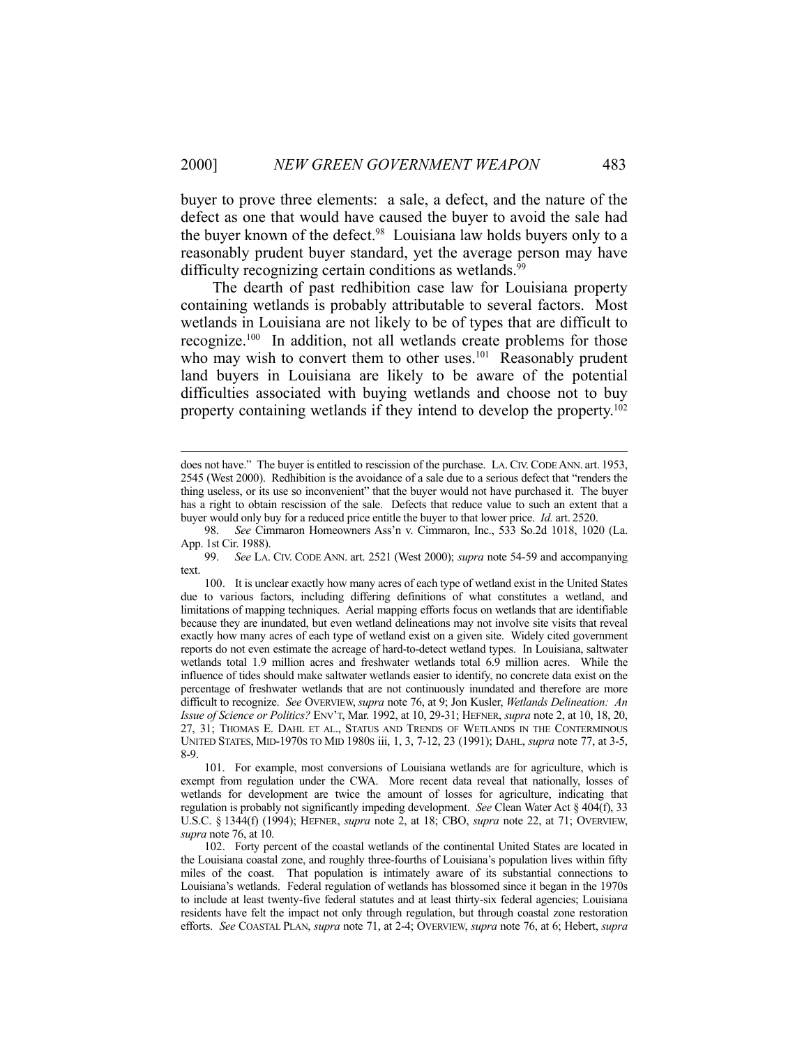buyer to prove three elements: a sale, a defect, and the nature of the defect as one that would have caused the buyer to avoid the sale had the buyer known of the defect.[98] Louisiana law holds buyers only to a reasonably prudent buyer standard, yet the average person may have difficulty recognizing certain conditions as wetlands.[99]

The dearth of past redhibition case law for Louisiana property containing wetlands is probably attributable to several factors. Most wetlands in Louisiana are not likely to be of types that are difficult to recognize.[100] In addition, not all wetlands create problems for those who may wish to convert them to other uses.[101] Reasonably prudent land buyers in Louisiana are likely to be aware of the potential difficulties associated with buying wetlands and choose not to buy property containing wetlands if they intend to develop the property.[102]

---

does not have." The buyer is entitled to rescission of the purchase. LA. CIV. CODE ANN. art. 1953, 2545 (West 2000). Redhibition is the avoidance of a sale due to a serious defect that "renders the thing useless, or its use so inconvenient" that the buyer would not have purchased it. The buyer has a right to obtain rescission of the sale. Defects that reduce value to such an extent that a buyer would only buy for a reduced price entitle the buyer to that lower price. *Id.* art. 2520.

98. *See* Cimmaron Homeowners Ass'n v. Cimmaron, Inc., 533 So.2d 1018, 1020 (La. App. 1st Cir. 1988).

99. *See* LA. CIV. CODE ANN. art. 2521 (West 2000); *supra* note 54-59 and accompanying text.

100. It is unclear exactly how many acres of each type of wetland exist in the United States due to various factors, including differing definitions of what constitutes a wetland, and limitations of mapping techniques. Aerial mapping efforts focus on wetlands that are identifiable because they are inundated, but even wetland delineations may not involve site visits that reveal exactly how many acres of each type of wetland exist on a given site. Widely cited government reports do not even estimate the acreage of hard-to-detect wetland types. In Louisiana, saltwater wetlands total 1.9 million acres and freshwater wetlands total 6.9 million acres. While the influence of tides should make saltwater wetlands easier to identify, no concrete data exist on the percentage of freshwater wetlands that are not continuously inundated and therefore are more difficult to recognize. *See* OVERVIEW, *supra* note 76, at 9; Jon Kusler, *Wetlands Delineation: An Issue of Science or Politics?* ENV'T, Mar. 1992, at 10, 29-31; HEFNER, *supra* note 2, at 10, 18, 20, 27, 31; THOMAS E. DAHL ET AL., STATUS AND TRENDS OF WETLANDS IN THE CONTERMINOUS UNITED STATES, MID-1970S TO MID 1980S iii, 1, 3, 7-12, 23 (1991); DAHL, *supra* note 77, at 3-5, 8-9.

101. For example, most conversions of Louisiana wetlands are for agriculture, which is exempt from regulation under the CWA. More recent data reveal that nationally, losses of wetlands for development are twice the amount of losses for agriculture, indicating that regulation is probably not significantly impeding development. *See* Clean Water Act § 404(f), 33 U.S.C. § 1344(f) (1994); HEFNER, *supra* note 2, at 18; CBO, *supra* note 22, at 71; OVERVIEW, *supra* note 76, at 10.

102. Forty percent of the coastal wetlands of the continental United States are located in the Louisiana coastal zone, and roughly three-fourths of Louisiana's population lives within fifty miles of the coast. That population is intimately aware of its substantial connections to Louisiana's wetlands. Federal regulation of wetlands has blossomed since it began in the 1970s to include at least twenty-five federal statutes and at least thirty-six federal agencies; Louisiana residents have felt the impact not only through regulation, but through coastal zone restoration efforts. *See* COASTAL PLAN, *supra* note 71, at 2-4; OVERVIEW, *supra* note 76, at 6; Hebert, *supra*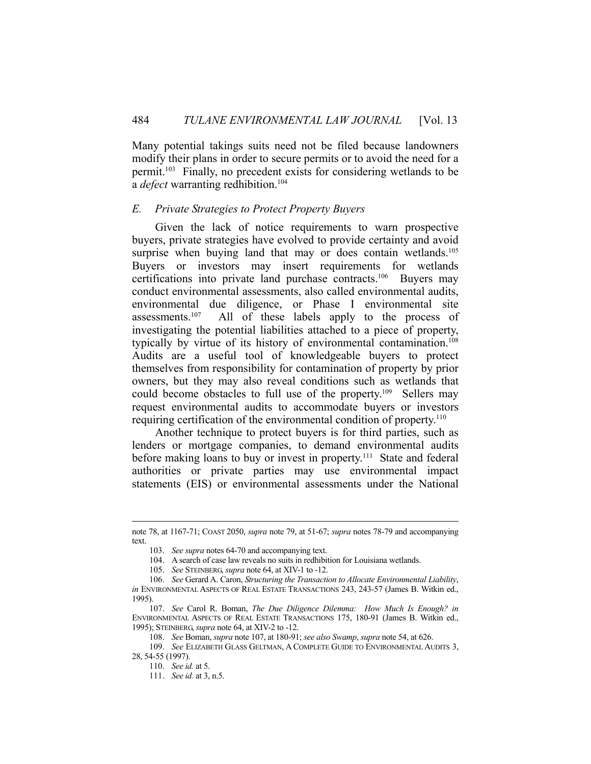Many potential takings suits need not be filed because landowners modify their plans in order to secure permits or to avoid the need for a permit.[103] Finally, no precedent exists for considering wetlands to be a *defect* warranting redhibition.[104]

### *E. Private Strategies to Protect Property Buyers*

Given the lack of notice requirements to warn prospective buyers, private strategies have evolved to provide certainty and avoid surprise when buying land that may or does contain wetlands.[105] Buyers or investors may insert requirements for wetlands certifications into private land purchase contracts.[106] Buyers may conduct environmental assessments, also called environmental audits, environmental due diligence, or Phase I environmental site assessments.[107] All of these labels apply to the process of investigating the potential liabilities attached to a piece of property, typically by virtue of its history of environmental contamination.[108] Audits are a useful tool of knowledgeable buyers to protect themselves from responsibility for contamination of property by prior owners, but they may also reveal conditions such as wetlands that could become obstacles to full use of the property.[109] Sellers may request environmental audits to accommodate buyers or investors requiring certification of the environmental condition of property.[110]

Another technique to protect buyers is for third parties, such as lenders or mortgage companies, to demand environmental audits before making loans to buy or invest in property.[111] State and federal authorities or private parties may use environmental impact statements (EIS) or environmental assessments under the National

---

note 78, at 1167-71; COAST 2050, *supra* note 79, at 51-67; *supra* notes 78-79 and accompanying text.

103. *See supra* notes 64-70 and accompanying text.

104. A search of case law reveals no suits in redhibition for Louisiana wetlands.

105. *See* STEINBERG, *supra* note 64, at XIV-1 to -12.

106. *See* Gerard A. Caron, *Structuring the Transaction to Allocate Environmental Liability*, *in* ENVIRONMENTAL ASPECTS OF REAL ESTATE TRANSACTIONS 243, 243-57 (James B. Witkin ed., 1995).

107. *See* Carol R. Boman, *The Due Diligence Dilemma: How Much Is Enough? in* ENVIRONMENTAL ASPECTS OF REAL ESTATE TRANSACTIONS 175, 180-91 (James B. Witkin ed., 1995); STEINBERG, *supra* note 64, at XIV-2 to -12.

108. *See* Boman, *supra* note 107, at 180-91; *see also Swamp*, *supra* note 54, at 626.

109. *See* ELIZABETH GLASS GELTMAN, A COMPLETE GUIDE TO ENVIRONMENTAL AUDITS 3, 28, 54-55 (1997).

110. *See id.* at 5.

111. *See id.* at 3, n.5.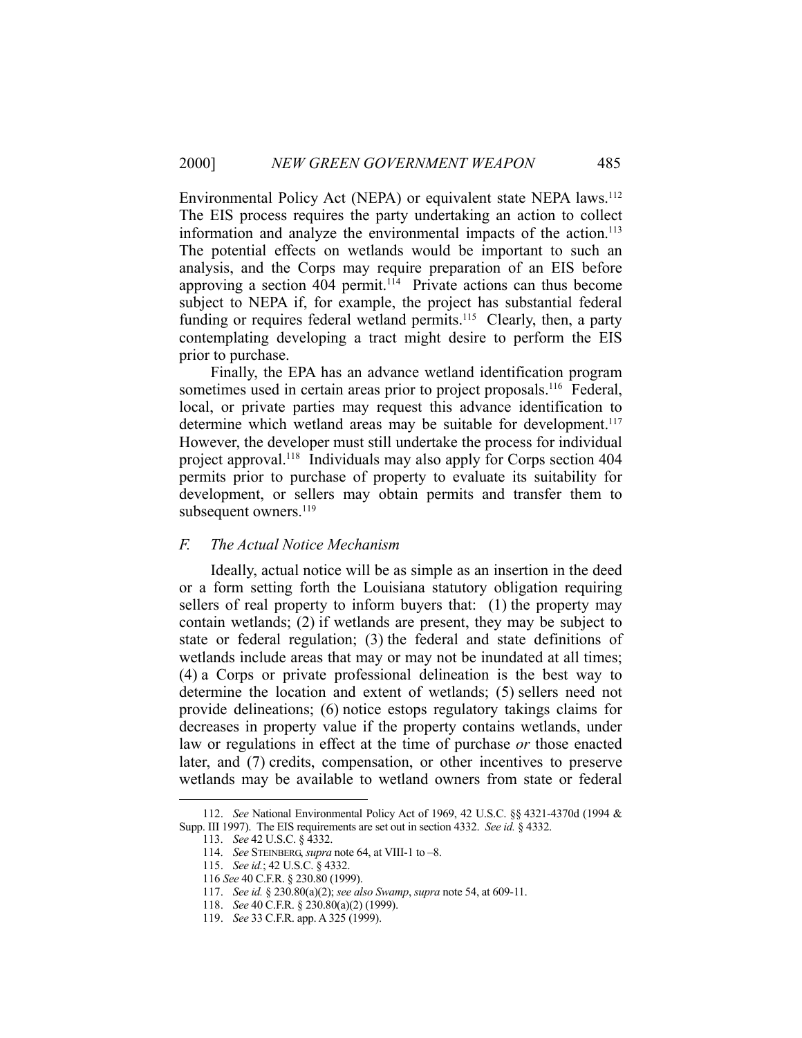Environmental Policy Act (NEPA) or equivalent state NEPA laws.[112] The EIS process requires the party undertaking an action to collect information and analyze the environmental impacts of the action.[113] The potential effects on wetlands would be important to such an analysis, and the Corps may require preparation of an EIS before approving a section 404 permit.[114] Private actions can thus become subject to NEPA if, for example, the project has substantial federal funding or requires federal wetland permits.[115] Clearly, then, a party contemplating developing a tract might desire to perform the EIS prior to purchase.

Finally, the EPA has an advance wetland identification program sometimes used in certain areas prior to project proposals.[116] Federal, local, or private parties may request this advance identification to determine which wetland areas may be suitable for development.[117] However, the developer must still undertake the process for individual project approval.[118] Individuals may also apply for Corps section 404 permits prior to purchase of property to evaluate its suitability for development, or sellers may obtain permits and transfer them to subsequent owners.[119]

### *F. The Actual Notice Mechanism*

Ideally, actual notice will be as simple as an insertion in the deed or a form setting forth the Louisiana statutory obligation requiring sellers of real property to inform buyers that: (1) the property may contain wetlands; (2) if wetlands are present, they may be subject to state or federal regulation; (3) the federal and state definitions of wetlands include areas that may or may not be inundated at all times; (4) a Corps or private professional delineation is the best way to determine the location and extent of wetlands; (5) sellers need not provide delineations; (6) notice estops regulatory takings claims for decreases in property value if the property contains wetlands, under law or regulations in effect at the time of purchase *or* those enacted later, and (7) credits, compensation, or other incentives to preserve wetlands may be available to wetland owners from state or federal

---

112. *See* National Environmental Policy Act of 1969, 42 U.S.C. §§ 4321-4370d (1994 & Supp. III 1997). The EIS requirements are set out in section 4332. *See id.* § 4332.

113. *See* 42 U.S.C. § 4332.

114. *See* STEINBERG, *supra* note 64, at VIII-1 to –8.

115. *See id.*; 42 U.S.C. § 4332.

116 *See* 40 C.F.R. § 230.80 (1999).

117. *See id.* § 230.80(a)(2); *see also Swamp*, *supra* note 54, at 609-11.

118. *See* 40 C.F.R. § 230.80(a)(2) (1999).

119. *See* 33 C.F.R. app. A 325 (1999).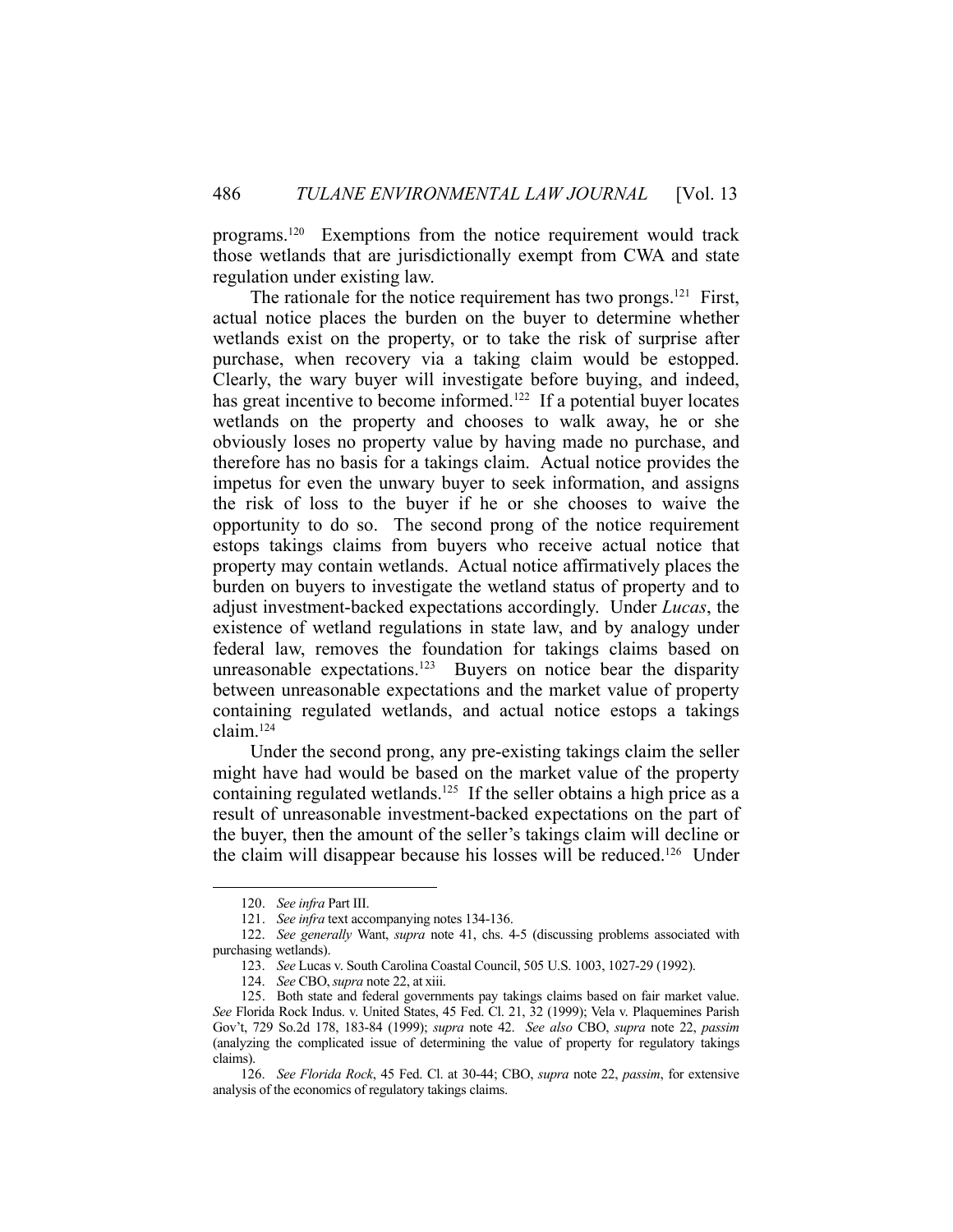programs.[120] Exemptions from the notice requirement would track those wetlands that are jurisdictionally exempt from CWA and state regulation under existing law.

The rationale for the notice requirement has two prongs.[121] First, actual notice places the burden on the buyer to determine whether wetlands exist on the property, or to take the risk of surprise after purchase, when recovery via a taking claim would be estopped. Clearly, the wary buyer will investigate before buying, and indeed, has great incentive to become informed.[122] If a potential buyer locates wetlands on the property and chooses to walk away, he or she obviously loses no property value by having made no purchase, and therefore has no basis for a takings claim. Actual notice provides the impetus for even the unwary buyer to seek information, and assigns the risk of loss to the buyer if he or she chooses to waive the opportunity to do so. The second prong of the notice requirement estops takings claims from buyers who receive actual notice that property may contain wetlands. Actual notice affirmatively places the burden on buyers to investigate the wetland status of property and to adjust investment-backed expectations accordingly. Under *Lucas*, the existence of wetland regulations in state law, and by analogy under federal law, removes the foundation for takings claims based on unreasonable expectations.[123] Buyers on notice bear the disparity between unreasonable expectations and the market value of property containing regulated wetlands, and actual notice estops a takings claim.[124]

Under the second prong, any pre-existing takings claim the seller might have had would be based on the market value of the property containing regulated wetlands.[125] If the seller obtains a high price as a result of unreasonable investment-backed expectations on the part of the buyer, then the amount of the seller's takings claim will decline or the claim will disappear because his losses will be reduced.[126] Under

---

120. *See infra* Part III.

121. *See infra* text accompanying notes 134-136.

122. *See generally* Want, *supra* note 41, chs. 4-5 (discussing problems associated with purchasing wetlands).

123. *See* Lucas v. South Carolina Coastal Council, 505 U.S. 1003, 1027-29 (1992).

124. *See* CBO, *supra* note 22, at xiii.

125. Both state and federal governments pay takings claims based on fair market value. *See* Florida Rock Indus. v. United States, 45 Fed. Cl. 21, 32 (1999); Vela v. Plaquemines Parish Gov't, 729 So.2d 178, 183-84 (1999); *supra* note 42. *See also* CBO, *supra* note 22, *passim* (analyzing the complicated issue of determining the value of property for regulatory takings claims).

126. *See Florida Rock*, 45 Fed. Cl. at 30-44; CBO, *supra* note 22, *passim*, for extensive analysis of the economics of regulatory takings claims.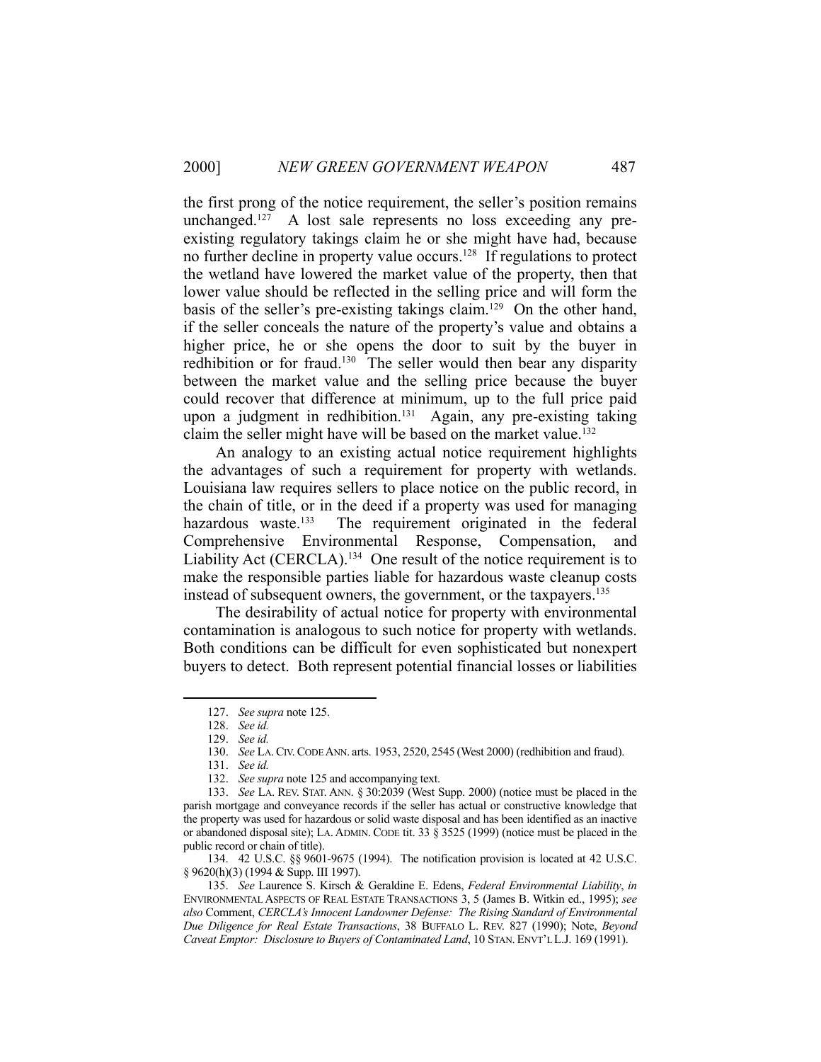the first prong of the notice requirement, the seller's position remains unchanged.[127] A lost sale represents no loss exceeding any pre-existing regulatory takings claim he or she might have had, because no further decline in property value occurs.[128] If regulations to protect the wetland have lowered the market value of the property, then that lower value should be reflected in the selling price and will form the basis of the seller's pre-existing takings claim.[129] On the other hand, if the seller conceals the nature of the property's value and obtains a higher price, he or she opens the door to suit by the buyer in redhibition or for fraud.[130] The seller would then bear any disparity between the market value and the selling price because the buyer could recover that difference at minimum, up to the full price paid upon a judgment in redhibition.[131] Again, any pre-existing taking claim the seller might have will be based on the market value.[132]

An analogy to an existing actual notice requirement highlights the advantages of such a requirement for property with wetlands. Louisiana law requires sellers to place notice on the public record, in the chain of title, or in the deed if a property was used for managing hazardous waste.[133] The requirement originated in the federal Comprehensive Environmental Response, Compensation, and Liability Act (CERCLA).[134] One result of the notice requirement is to make the responsible parties liable for hazardous waste cleanup costs instead of subsequent owners, the government, or the taxpayers.[135]

The desirability of actual notice for property with environmental contamination is analogous to such notice for property with wetlands. Both conditions can be difficult for even sophisticated but nonexpert buyers to detect. Both represent potential financial losses or liabilities

---

127. *See supra* note 125.

128. *See id.*

129. *See id.*

130. *See* LA. CIV. CODE ANN. arts. 1953, 2520, 2545 (West 2000) (redhibition and fraud).

131. *See id.*

132. *See supra* note 125 and accompanying text.

133. *See* LA. REV. STAT. ANN. § 30:2039 (West Supp. 2000) (notice must be placed in the parish mortgage and conveyance records if the seller has actual or constructive knowledge that the property was used for hazardous or solid waste disposal and has been identified as an inactive or abandoned disposal site); LA. ADMIN. CODE tit. 33 § 3525 (1999) (notice must be placed in the public record or chain of title).

134. 42 U.S.C. §§ 9601-9675 (1994). The notification provision is located at 42 U.S.C. § 9620(h)(3) (1994 & Supp. III 1997).

135. *See* Laurence S. Kirsch & Geraldine E. Edens, *Federal Environmental Liability*, *in* ENVIRONMENTAL ASPECTS OF REAL ESTATE TRANSACTIONS 3, 5 (James B. Witkin ed., 1995); *see also* Comment, *CERCLA's Innocent Landowner Defense: The Rising Standard of Environmental Due Diligence for Real Estate Transactions*, 38 BUFFALO L. REV. 827 (1990); Note, *Beyond Caveat Emptor: Disclosure to Buyers of Contaminated Land*, 10 STAN. ENVT'L L.J. 169 (1991).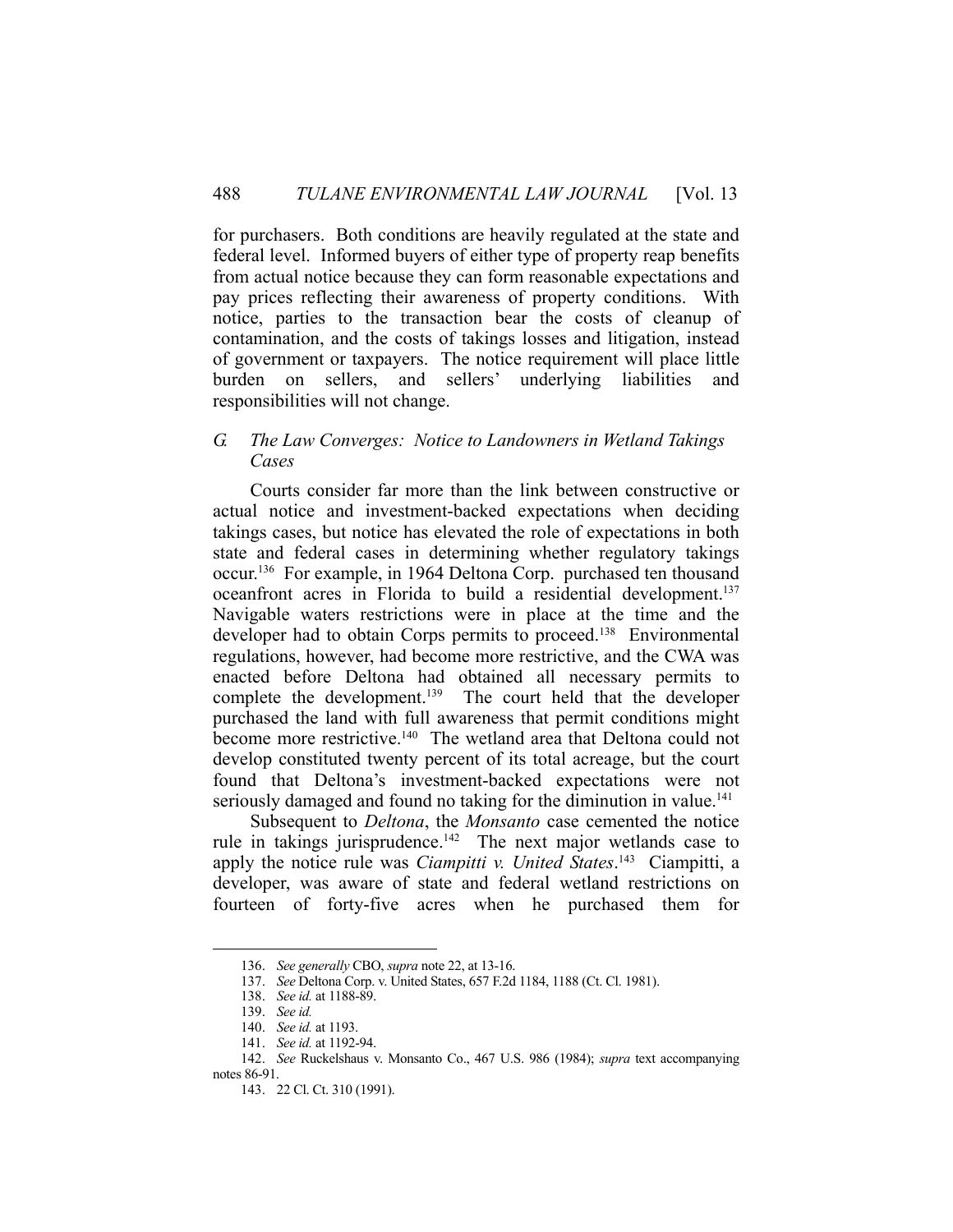for purchasers. Both conditions are heavily regulated at the state and federal level. Informed buyers of either type of property reap benefits from actual notice because they can form reasonable expectations and pay prices reflecting their awareness of property conditions. With notice, parties to the transaction bear the costs of cleanup of contamination, and the costs of takings losses and litigation, instead of government or taxpayers. The notice requirement will place little burden on sellers, and sellers' underlying liabilities and responsibilities will not change.

### *G. The Law Converges: Notice to Landowners in Wetland Takings Cases*

Courts consider far more than the link between constructive or actual notice and investment-backed expectations when deciding takings cases, but notice has elevated the role of expectations in both state and federal cases in determining whether regulatory takings occur.[136] For example, in 1964 Deltona Corp. purchased ten thousand oceanfront acres in Florida to build a residential development.[137] Navigable waters restrictions were in place at the time and the developer had to obtain Corps permits to proceed.[138] Environmental regulations, however, had become more restrictive, and the CWA was enacted before Deltona had obtained all necessary permits to complete the development.[139] The court held that the developer purchased the land with full awareness that permit conditions might become more restrictive.[140] The wetland area that Deltona could not develop constituted twenty percent of its total acreage, but the court found that Deltona's investment-backed expectations were not seriously damaged and found no taking for the diminution in value.[141]

Subsequent to *Deltona*, the *Monsanto* case cemented the notice rule in takings jurisprudence.[142] The next major wetlands case to apply the notice rule was *Ciampitti v. United States*.[143] Ciampitti, a developer, was aware of state and federal wetland restrictions on fourteen of forty-five acres when he purchased them for

---

136. *See generally* CBO, *supra* note 22, at 13-16.

137. *See* Deltona Corp. v. United States, 657 F.2d 1184, 1188 (Ct. Cl. 1981).

138. *See id.* at 1188-89.

139. *See id.*

140. *See id.* at 1193.

141. *See id.* at 1192-94.

142. *See* Ruckelshaus v. Monsanto Co., 467 U.S. 986 (1984); *supra* text accompanying notes 86-91.

143. 22 Cl. Ct. 310 (1991).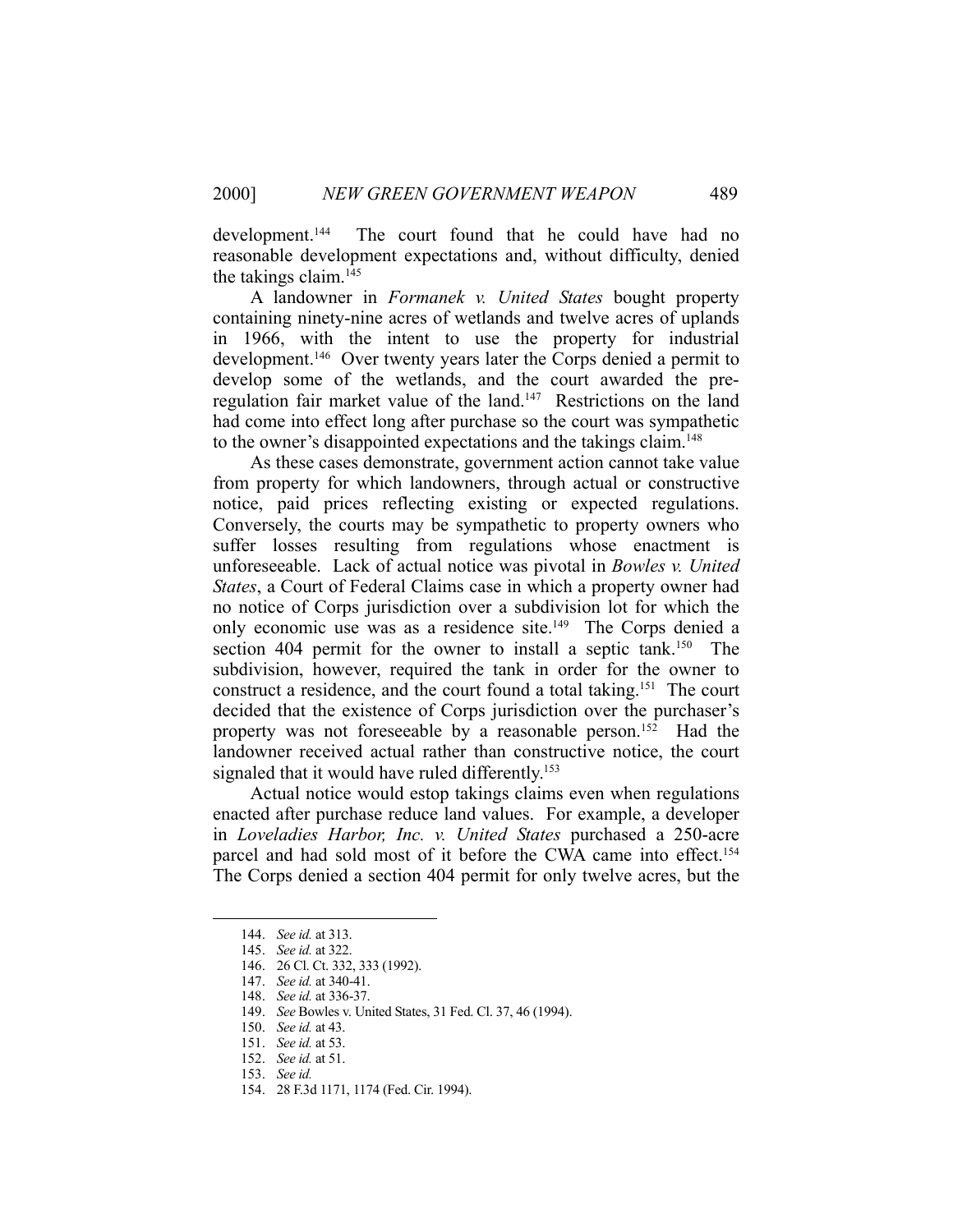development.[144] The court found that he could have had no reasonable development expectations and, without difficulty, denied the takings claim.[145]

A landowner in *Formanek v. United States* bought property containing ninety-nine acres of wetlands and twelve acres of uplands in 1966, with the intent to use the property for industrial development.[146] Over twenty years later the Corps denied a permit to develop some of the wetlands, and the court awarded the pre-regulation fair market value of the land.[147] Restrictions on the land had come into effect long after purchase so the court was sympathetic to the owner's disappointed expectations and the takings claim.[148]

As these cases demonstrate, government action cannot take value from property for which landowners, through actual or constructive notice, paid prices reflecting existing or expected regulations. Conversely, the courts may be sympathetic to property owners who suffer losses resulting from regulations whose enactment is unforeseeable. Lack of actual notice was pivotal in *Bowles v. United States*, a Court of Federal Claims case in which a property owner had no notice of Corps jurisdiction over a subdivision lot for which the only economic use was as a residence site.[149] The Corps denied a section 404 permit for the owner to install a septic tank.[150] The subdivision, however, required the tank in order for the owner to construct a residence, and the court found a total taking.[151] The court decided that the existence of Corps jurisdiction over the purchaser's property was not foreseeable by a reasonable person.[152] Had the landowner received actual rather than constructive notice, the court signaled that it would have ruled differently.[153]

Actual notice would estop takings claims even when regulations enacted after purchase reduce land values. For example, a developer in *Loveladies Harbor, Inc. v. United States* purchased a 250-acre parcel and had sold most of it before the CWA came into effect.[154] The Corps denied a section 404 permit for only twelve acres, but the

---

144. *See id.* at 313.

145. *See id.* at 322.

146. 26 Cl. Ct. 332, 333 (1992).

147. *See id.* at 340-41.

148. *See id.* at 336-37.

149. *See* Bowles v. United States, 31 Fed. Cl. 37, 46 (1994).

150. *See id.* at 43.

151. *See id.* at 53.

152. *See id.* at 51.

153. *See id.*

154. 28 F.3d 1171, 1174 (Fed. Cir. 1994).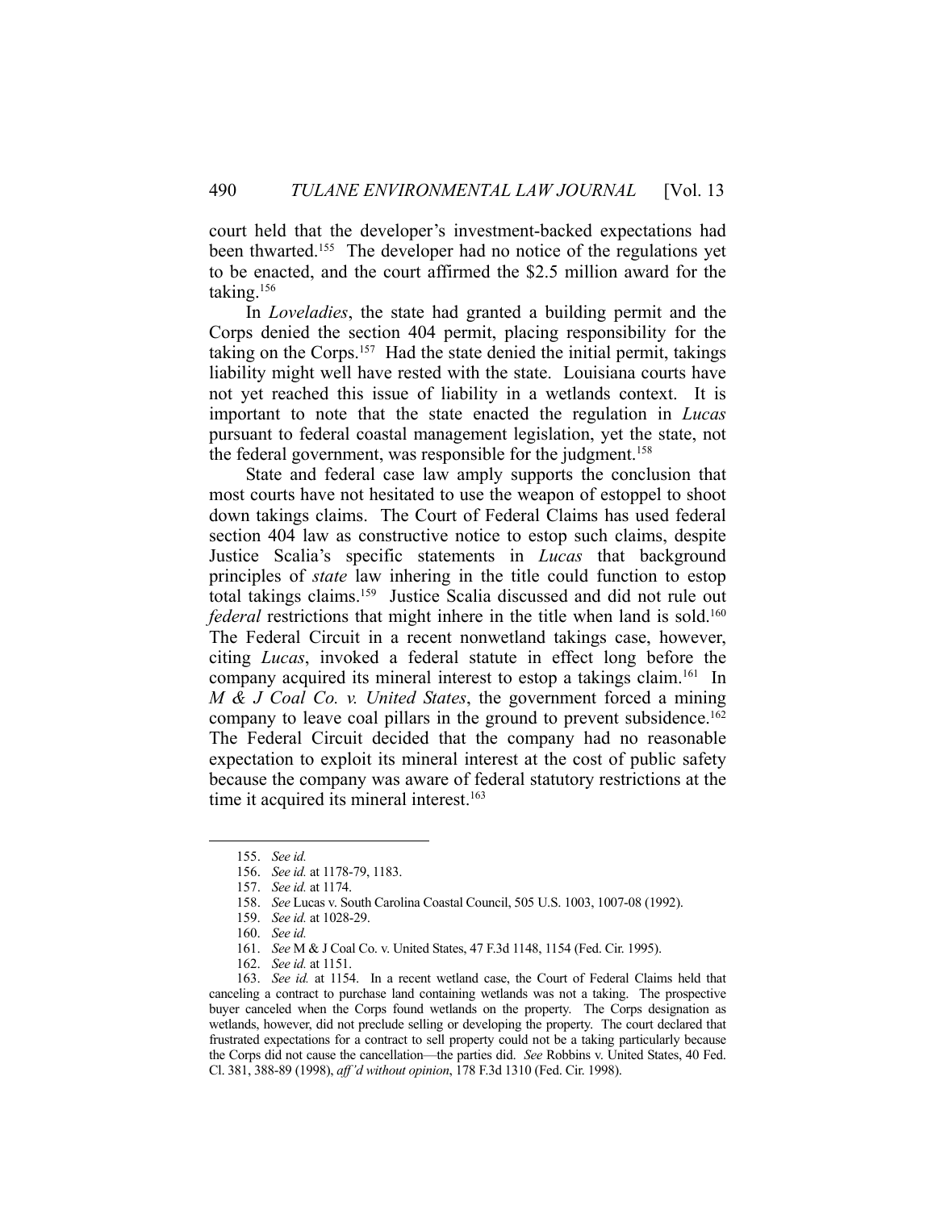court held that the developer's investment-backed expectations had been thwarted.[155] The developer had no notice of the regulations yet to be enacted, and the court affirmed the $2.5 million award for the taking.[156]

In *Loveladies*, the state had granted a building permit and the Corps denied the section 404 permit, placing responsibility for the taking on the Corps.[157] Had the state denied the initial permit, takings liability might well have rested with the state. Louisiana courts have not yet reached this issue of liability in a wetlands context. It is important to note that the state enacted the regulation in *Lucas* pursuant to federal coastal management legislation, yet the state, not the federal government, was responsible for the judgment.[158]

State and federal case law amply supports the conclusion that most courts have not hesitated to use the weapon of estoppel to shoot down takings claims. The Court of Federal Claims has used federal section 404 law as constructive notice to estop such claims, despite Justice Scalia's specific statements in *Lucas* that background principles of *state* law inhering in the title could function to estop total takings claims.[159] Justice Scalia discussed and did not rule out *federal* restrictions that might inhere in the title when land is sold.[160] The Federal Circuit in a recent nonwetland takings case, however, citing *Lucas*, invoked a federal statute in effect long before the company acquired its mineral interest to estop a takings claim.[161] In *M & J Coal Co. v. United States*, the government forced a mining company to leave coal pillars in the ground to prevent subsidence.[162] The Federal Circuit decided that the company had no reasonable expectation to exploit its mineral interest at the cost of public safety because the company was aware of federal statutory restrictions at the time it acquired its mineral interest.[163]

---

155. *See id.*

156. *See id.* at 1178-79, 1183.

157. *See id.* at 1174.

158. *See* Lucas v. South Carolina Coastal Council, 505 U.S. 1003, 1007-08 (1992).

159. *See id.* at 1028-29.

160. *See id.*

161. *See* M & J Coal Co. v. United States, 47 F.3d 1148, 1154 (Fed. Cir. 1995).

162. *See id.* at 1151.

163. *See id.* at 1154. In a recent wetland case, the Court of Federal Claims held that canceling a contract to purchase land containing wetlands was not a taking. The prospective buyer canceled when the Corps found wetlands on the property. The Corps designation as wetlands, however, did not preclude selling or developing the property. The court declared that frustrated expectations for a contract to sell property could not be a taking particularly because the Corps did not cause the cancellation—the parties did. *See* Robbins v. United States, 40 Fed. Cl. 381, 388-89 (1998), *aff'd without opinion*, 178 F.3d 1310 (Fed. Cir. 1998).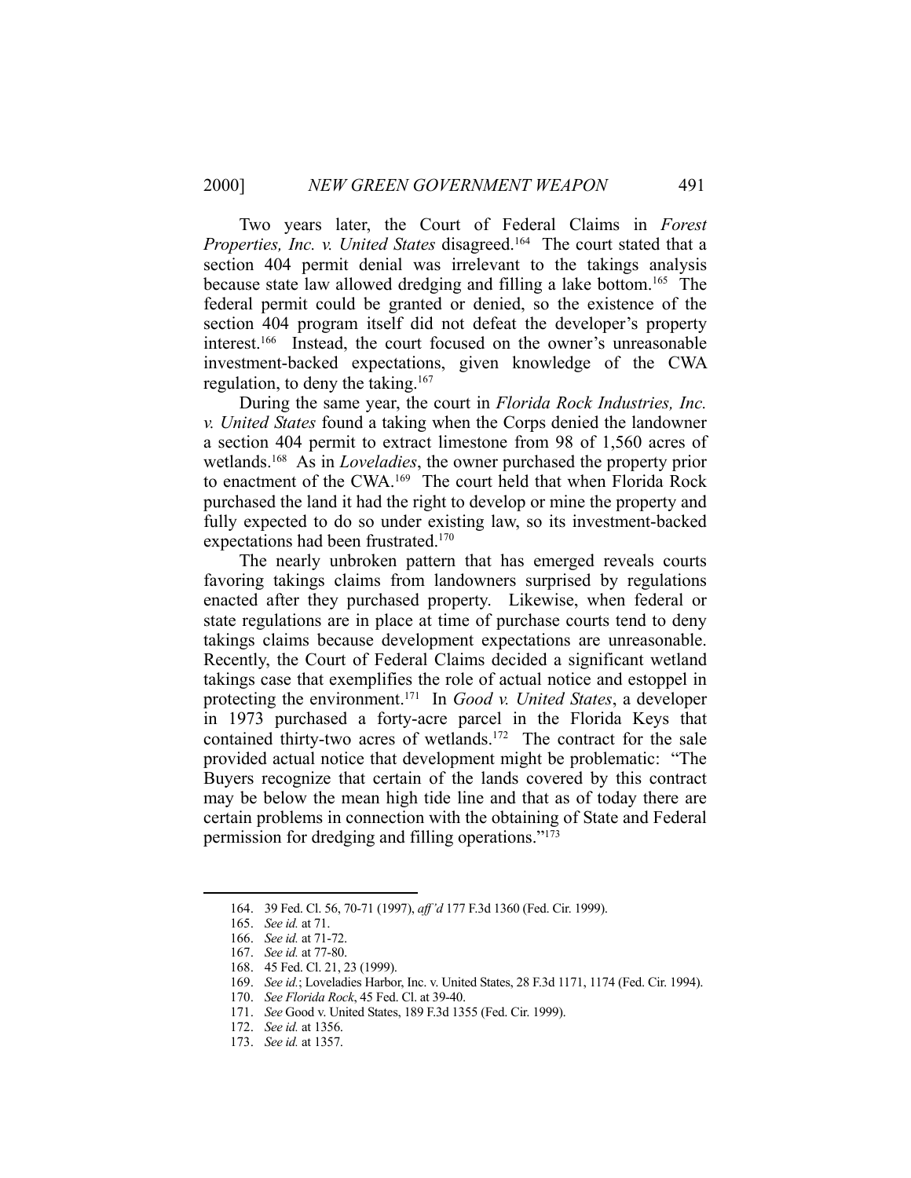Two years later, the Court of Federal Claims in *Forest Properties, Inc. v. United States* disagreed.[164] The court stated that a section 404 permit denial was irrelevant to the takings analysis because state law allowed dredging and filling a lake bottom.[165] The federal permit could be granted or denied, so the existence of the section 404 program itself did not defeat the developer's property interest.[166] Instead, the court focused on the owner's unreasonable investment-backed expectations, given knowledge of the CWA regulation, to deny the taking.[167]

During the same year, the court in *Florida Rock Industries, Inc. v. United States* found a taking when the Corps denied the landowner a section 404 permit to extract limestone from 98 of 1,560 acres of wetlands.[168] As in *Loveladies*, the owner purchased the property prior to enactment of the CWA.[169] The court held that when Florida Rock purchased the land it had the right to develop or mine the property and fully expected to do so under existing law, so its investment-backed expectations had been frustrated.[170]

The nearly unbroken pattern that has emerged reveals courts favoring takings claims from landowners surprised by regulations enacted after they purchased property. Likewise, when federal or state regulations are in place at time of purchase courts tend to deny takings claims because development expectations are unreasonable. Recently, the Court of Federal Claims decided a significant wetland takings case that exemplifies the role of actual notice and estoppel in protecting the environment.[171] In *Good v. United States*, a developer in 1973 purchased a forty-acre parcel in the Florida Keys that contained thirty-two acres of wetlands.[172] The contract for the sale provided actual notice that development might be problematic: "The Buyers recognize that certain of the lands covered by this contract may be below the mean high tide line and that as of today there are certain problems in connection with the obtaining of State and Federal permission for dredging and filling operations."[173]

---

164. 39 Fed. Cl. 56, 70-71 (1997), *aff'd* 177 F.3d 1360 (Fed. Cir. 1999).
165. *See id.* at 71.
166. *See id.* at 71-72.
167. *See id.* at 77-80.
168. 45 Fed. Cl. 21, 23 (1999).
169. *See id.*; Loveladies Harbor, Inc. v. United States, 28 F.3d 1171, 1174 (Fed. Cir. 1994).
170. *See Florida Rock*, 45 Fed. Cl. at 39-40.
171. *See* Good v. United States, 189 F.3d 1355 (Fed. Cir. 1999).
172. *See id.* at 1356.
173. *See id.* at 1357.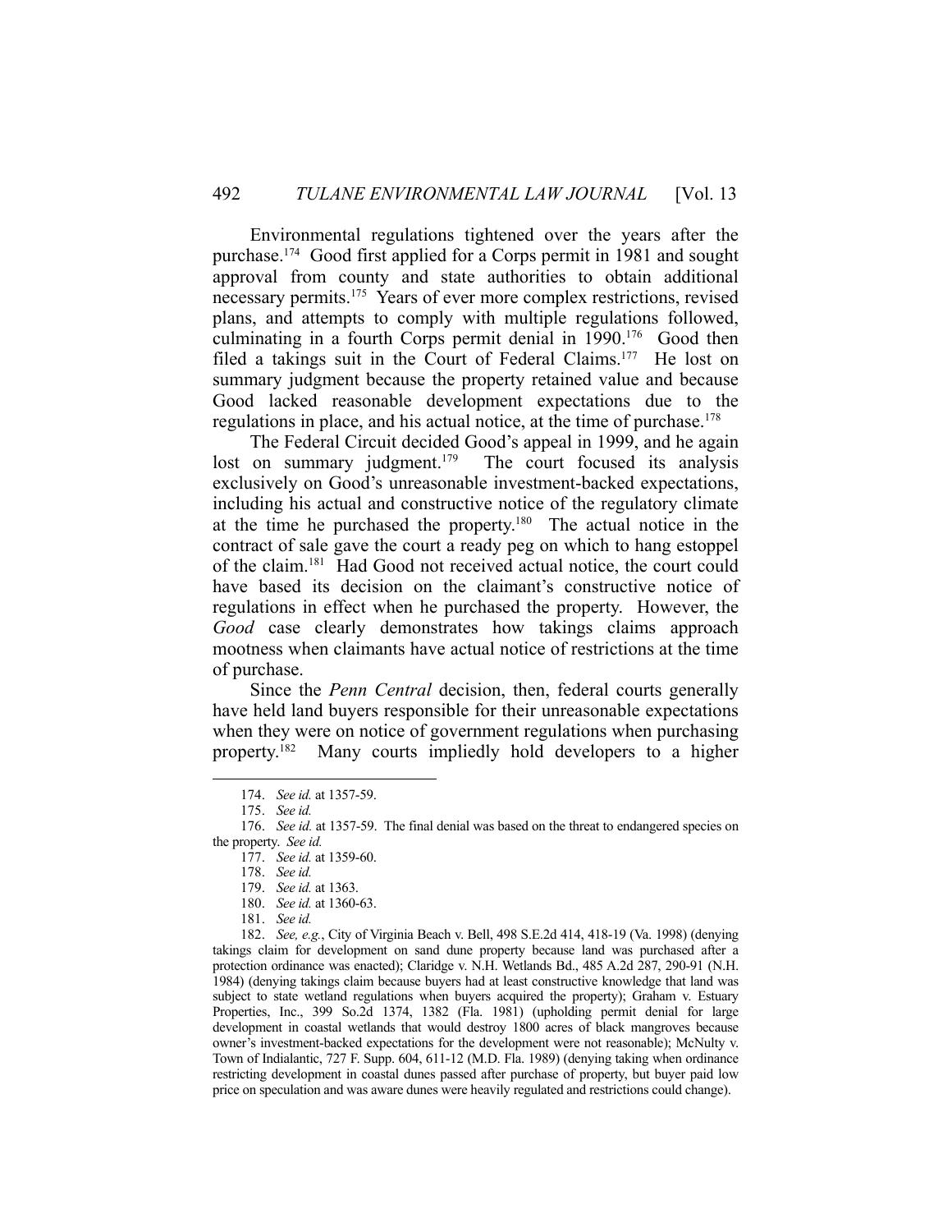Environmental regulations tightened over the years after the purchase.[174] Good first applied for a Corps permit in 1981 and sought approval from county and state authorities to obtain additional necessary permits.[175] Years of ever more complex restrictions, revised plans, and attempts to comply with multiple regulations followed, culminating in a fourth Corps permit denial in 1990.[176] Good then filed a takings suit in the Court of Federal Claims.[177] He lost on summary judgment because the property retained value and because Good lacked reasonable development expectations due to the regulations in place, and his actual notice, at the time of purchase.[178]

The Federal Circuit decided Good's appeal in 1999, and he again lost on summary judgment.[179] The court focused its analysis exclusively on Good's unreasonable investment-backed expectations, including his actual and constructive notice of the regulatory climate at the time he purchased the property.[180] The actual notice in the contract of sale gave the court a ready peg on which to hang estoppel of the claim.[181] Had Good not received actual notice, the court could have based its decision on the claimant's constructive notice of regulations in effect when he purchased the property. However, the *Good* case clearly demonstrates how takings claims approach mootness when claimants have actual notice of restrictions at the time of purchase.

Since the *Penn Central* decision, then, federal courts generally have held land buyers responsible for their unreasonable expectations when they were on notice of government regulations when purchasing property.[182] Many courts impliedly hold developers to a higher

---

174. *See id.* at 1357-59.

175. *See id.*

176. *See id.* at 1357-59. The final denial was based on the threat to endangered species on the property. *See id.*

177. *See id.* at 1359-60.

178. *See id.*

179. *See id.* at 1363.

180. *See id.* at 1360-63.

181. *See id.*

182. *See, e.g.*, City of Virginia Beach v. Bell, 498 S.E.2d 414, 418-19 (Va. 1998) (denying takings claim for development on sand dune property because land was purchased after a protection ordinance was enacted); Claridge v. N.H. Wetlands Bd., 485 A.2d 287, 290-91 (N.H. 1984) (denying takings claim because buyers had at least constructive knowledge that land was subject to state wetland regulations when buyers acquired the property); Graham v. Estuary Properties, Inc., 399 So.2d 1374, 1382 (Fla. 1981) (upholding permit denial for large development in coastal wetlands that would destroy 1800 acres of black mangroves because owner's investment-backed expectations for the development were not reasonable); McNulty v. Town of Indialantic, 727 F. Supp. 604, 611-12 (M.D. Fla. 1989) (denying taking when ordinance restricting development in coastal dunes passed after purchase of property, but buyer paid low price on speculation and was aware dunes were heavily regulated and restrictions could change).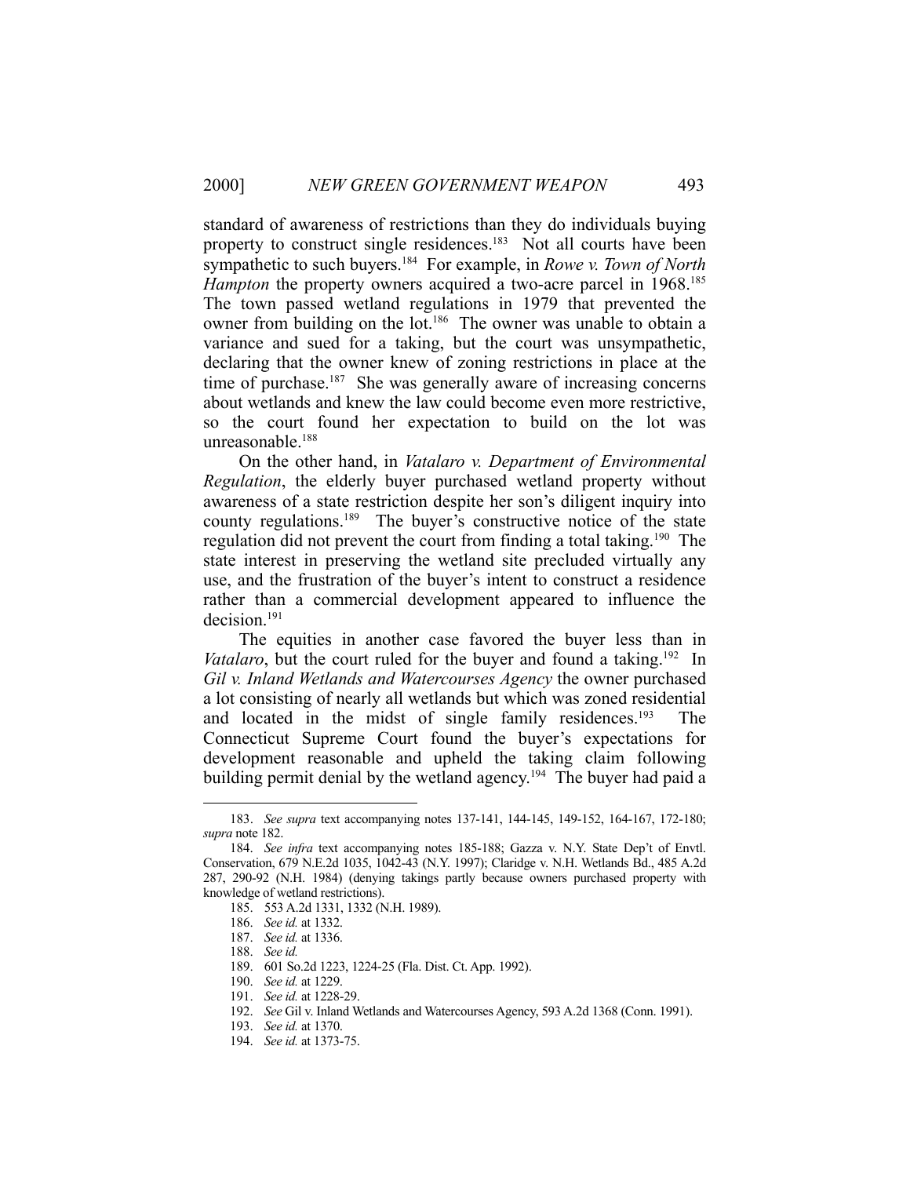standard of awareness of restrictions than they do individuals buying property to construct single residences.[183] Not all courts have been sympathetic to such buyers.[184] For example, in *Rowe v. Town of North Hampton* the property owners acquired a two-acre parcel in 1968.[185] The town passed wetland regulations in 1979 that prevented the owner from building on the lot.[186] The owner was unable to obtain a variance and sued for a taking, but the court was unsympathetic, declaring that the owner knew of zoning restrictions in place at the time of purchase.[187] She was generally aware of increasing concerns about wetlands and knew the law could become even more restrictive, so the court found her expectation to build on the lot was unreasonable.[188]

On the other hand, in *Vatalaro v. Department of Environmental Regulation*, the elderly buyer purchased wetland property without awareness of a state restriction despite her son's diligent inquiry into county regulations.[189] The buyer's constructive notice of the state regulation did not prevent the court from finding a total taking.[190] The state interest in preserving the wetland site precluded virtually any use, and the frustration of the buyer's intent to construct a residence rather than a commercial development appeared to influence the decision.[191]

The equities in another case favored the buyer less than in *Vatalaro*, but the court ruled for the buyer and found a taking.[192] In *Gil v. Inland Wetlands and Watercourses Agency* the owner purchased a lot consisting of nearly all wetlands but which was zoned residential and located in the midst of single family residences.[193] The Connecticut Supreme Court found the buyer's expectations for development reasonable and upheld the taking claim following building permit denial by the wetland agency.[194] The buyer had paid a

---

183. *See supra* text accompanying notes 137-141, 144-145, 149-152, 164-167, 172-180; *supra* note 182.

184. *See infra* text accompanying notes 185-188; Gazza v. N.Y. State Dep't of Envtl. Conservation, 679 N.E.2d 1035, 1042-43 (N.Y. 1997); Claridge v. N.H. Wetlands Bd., 485 A.2d 287, 290-92 (N.H. 1984) (denying takings partly because owners purchased property with knowledge of wetland restrictions).

185. 553 A.2d 1331, 1332 (N.H. 1989).

186. *See id.* at 1332.

187. *See id.* at 1336.

188. *See id.*

189. 601 So.2d 1223, 1224-25 (Fla. Dist. Ct. App. 1992).

190. *See id.* at 1229.

191. *See id.* at 1228-29.

192. *See* Gil v. Inland Wetlands and Watercourses Agency, 593 A.2d 1368 (Conn. 1991).

193. *See id.* at 1370.

194. *See id.* at 1373-75.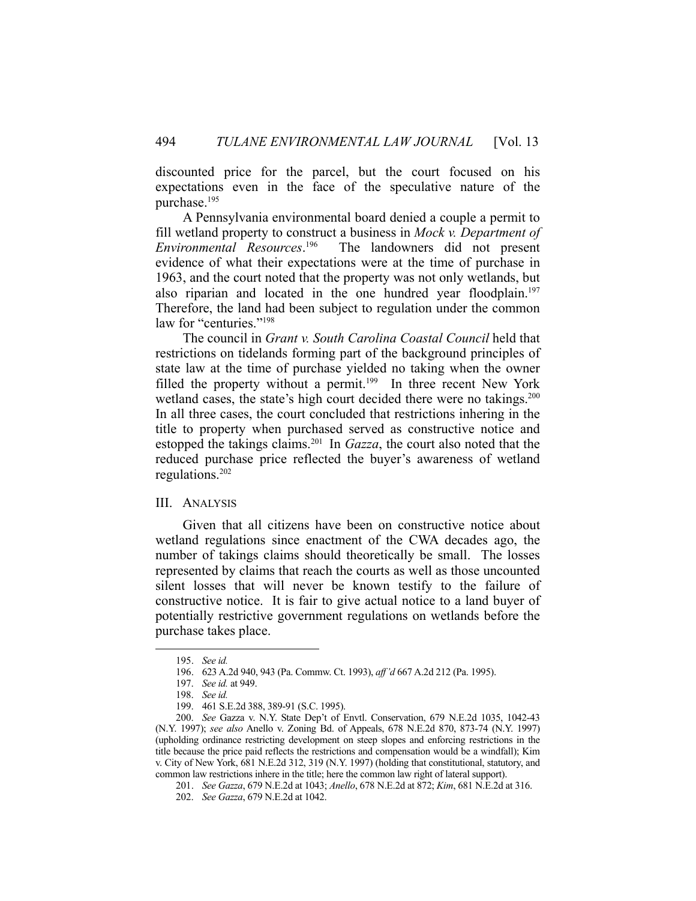discounted price for the parcel, but the court focused on his expectations even in the face of the speculative nature of the purchase.[195]

A Pennsylvania environmental board denied a couple a permit to fill wetland property to construct a business in *Mock v. Department of Environmental Resources*.[196] The landowners did not present evidence of what their expectations were at the time of purchase in 1963, and the court noted that the property was not only wetlands, but also riparian and located in the one hundred year floodplain.[197] Therefore, the land had been subject to regulation under the common law for "centuries."[198]

The council in *Grant v. South Carolina Coastal Council* held that restrictions on tidelands forming part of the background principles of state law at the time of purchase yielded no taking when the owner filled the property without a permit.[199] In three recent New York wetland cases, the state's high court decided there were no takings.[200] In all three cases, the court concluded that restrictions inhering in the title to property when purchased served as constructive notice and estopped the takings claims.[201] In *Gazza*, the court also noted that the reduced purchase price reflected the buyer's awareness of wetland regulations.[202]

## III. Analysis

Given that all citizens have been on constructive notice about wetland regulations since enactment of the CWA decades ago, the number of takings claims should theoretically be small. The losses represented by claims that reach the courts as well as those uncounted silent losses that will never be known testify to the failure of constructive notice. It is fair to give actual notice to a land buyer of potentially restrictive government regulations on wetlands before the purchase takes place.

---

195. *See id.*

196. 623 A.2d 940, 943 (Pa. Commw. Ct. 1993), *aff'd* 667 A.2d 212 (Pa. 1995).

197. *See id.* at 949.

198. *See id.*

199. 461 S.E.2d 388, 389-91 (S.C. 1995).

200. *See* Gazza v. N.Y. State Dep't of Envtl. Conservation, 679 N.E.2d 1035, 1042-43 (N.Y. 1997); *see also* Anello v. Zoning Bd. of Appeals, 678 N.E.2d 870, 873-74 (N.Y. 1997) (upholding ordinance restricting development on steep slopes and enforcing restrictions in the title because the price paid reflects the restrictions and compensation would be a windfall); Kim v. City of New York, 681 N.E.2d 312, 319 (N.Y. 1997) (holding that constitutional, statutory, and common law restrictions inhere in the title; here the common law right of lateral support).

201. *See Gazza*, 679 N.E.2d at 1043; *Anello*, 678 N.E.2d at 872; *Kim*, 681 N.E.2d at 316.

202. *See Gazza*, 679 N.E.2d at 1042.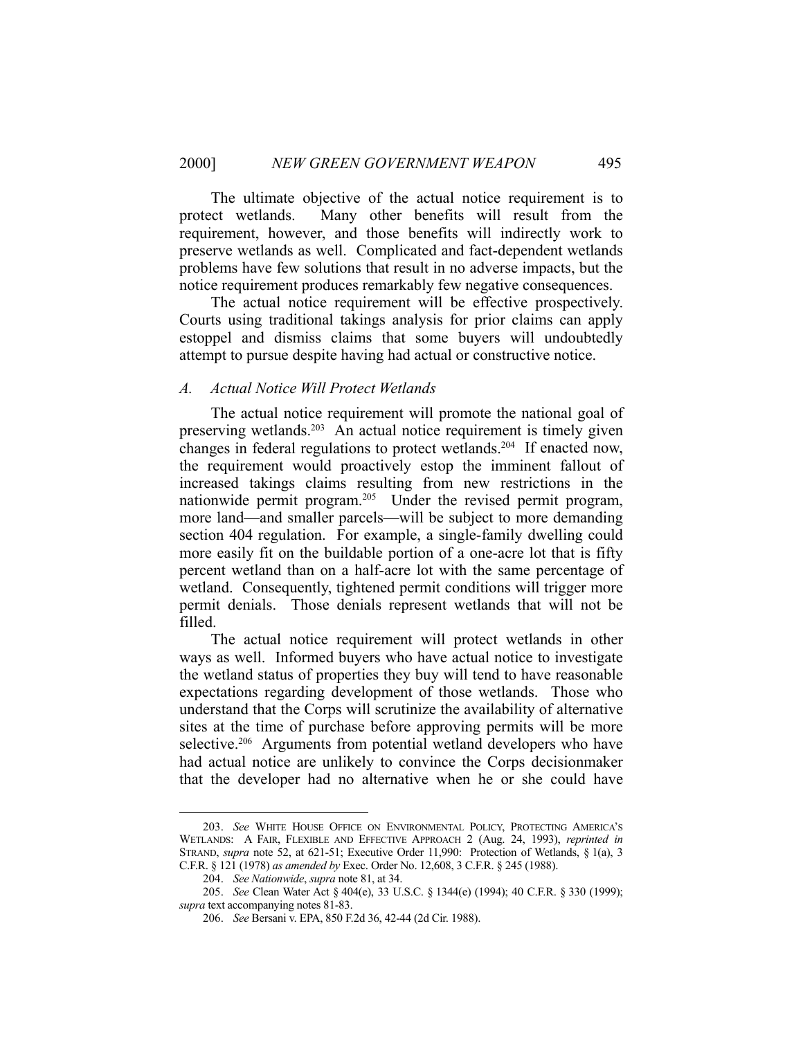The ultimate objective of the actual notice requirement is to protect wetlands. Many other benefits will result from the requirement, however, and those benefits will indirectly work to preserve wetlands as well. Complicated and fact-dependent wetlands problems have few solutions that result in no adverse impacts, but the notice requirement produces remarkably few negative consequences.

The actual notice requirement will be effective prospectively. Courts using traditional takings analysis for prior claims can apply estoppel and dismiss claims that some buyers will undoubtedly attempt to pursue despite having had actual or constructive notice.

### *A. Actual Notice Will Protect Wetlands*

The actual notice requirement will promote the national goal of preserving wetlands.[203] An actual notice requirement is timely given changes in federal regulations to protect wetlands.[204] If enacted now, the requirement would proactively estop the imminent fallout of increased takings claims resulting from new restrictions in the nationwide permit program.[205] Under the revised permit program, more land—and smaller parcels—will be subject to more demanding section 404 regulation. For example, a single-family dwelling could more easily fit on the buildable portion of a one-acre lot that is fifty percent wetland than on a half-acre lot with the same percentage of wetland. Consequently, tightened permit conditions will trigger more permit denials. Those denials represent wetlands that will not be filled.

The actual notice requirement will protect wetlands in other ways as well. Informed buyers who have actual notice to investigate the wetland status of properties they buy will tend to have reasonable expectations regarding development of those wetlands. Those who understand that the Corps will scrutinize the availability of alternative sites at the time of purchase before approving permits will be more selective.[206] Arguments from potential wetland developers who have had actual notice are unlikely to convince the Corps decisionmaker that the developer had no alternative when he or she could have

---

203. *See* WHITE HOUSE OFFICE ON ENVIRONMENTAL POLICY, PROTECTING AMERICA'S WETLANDS: A FAIR, FLEXIBLE AND EFFECTIVE APPROACH 2 (Aug. 24, 1993), *reprinted in* STRAND, *supra* note 52, at 621-51; Executive Order 11,990: Protection of Wetlands, § 1(a), 3 C.F.R. § 121 (1978) *as amended by* Exec. Order No. 12,608, 3 C.F.R. § 245 (1988).

204. *See Nationwide*, *supra* note 81, at 34.

205. *See* Clean Water Act § 404(e), 33 U.S.C. § 1344(e) (1994); 40 C.F.R. § 330 (1999); *supra* text accompanying notes 81-83.

206. *See* Bersani v. EPA, 850 F.2d 36, 42-44 (2d Cir. 1988).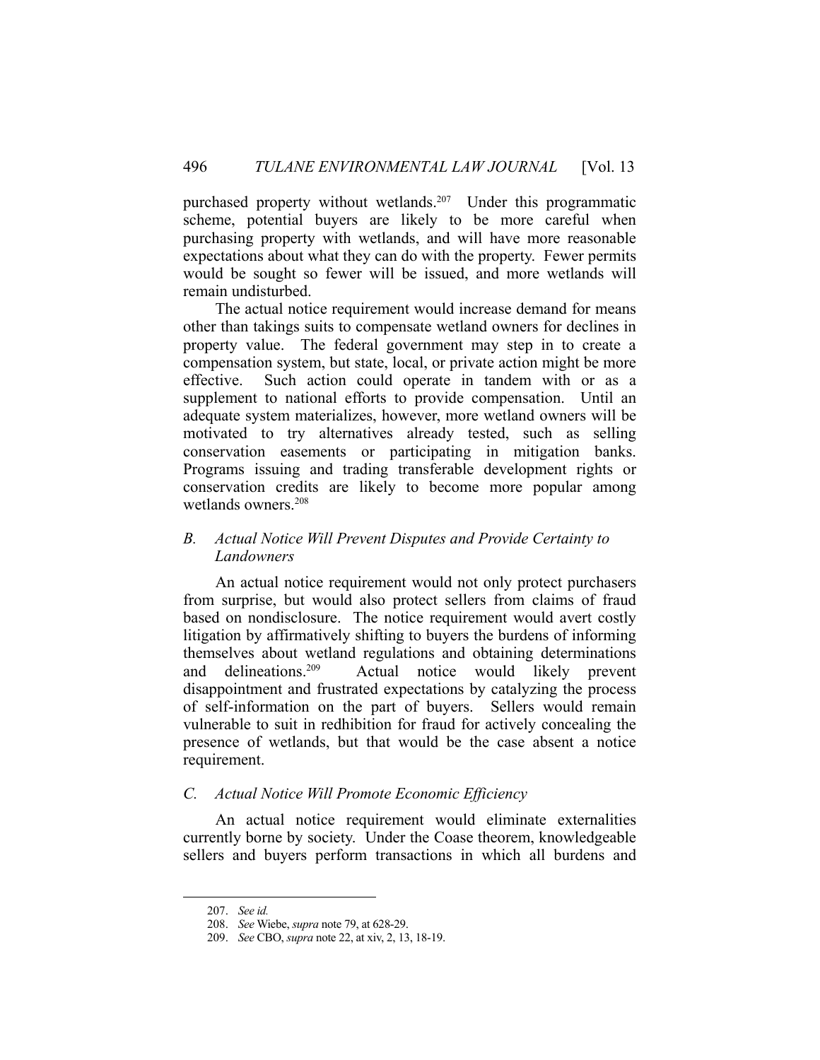purchased property without wetlands.[207] Under this programmatic scheme, potential buyers are likely to be more careful when purchasing property with wetlands, and will have more reasonable expectations about what they can do with the property. Fewer permits would be sought so fewer will be issued, and more wetlands will remain undisturbed.

The actual notice requirement would increase demand for means other than takings suits to compensate wetland owners for declines in property value. The federal government may step in to create a compensation system, but state, local, or private action might be more effective. Such action could operate in tandem with or as a supplement to national efforts to provide compensation. Until an adequate system materializes, however, more wetland owners will be motivated to try alternatives already tested, such as selling conservation easements or participating in mitigation banks. Programs issuing and trading transferable development rights or conservation credits are likely to become more popular among wetlands owners.[208]

### *B. Actual Notice Will Prevent Disputes and Provide Certainty to Landowners*

An actual notice requirement would not only protect purchasers from surprise, but would also protect sellers from claims of fraud based on nondisclosure. The notice requirement would avert costly litigation by affirmatively shifting to buyers the burdens of informing themselves about wetland regulations and obtaining determinations and delineations.[209] Actual notice would likely prevent disappointment and frustrated expectations by catalyzing the process of self-information on the part of buyers. Sellers would remain vulnerable to suit in redhibition for fraud for actively concealing the presence of wetlands, but that would be the case absent a notice requirement.

### *C. Actual Notice Will Promote Economic Efficiency*

An actual notice requirement would eliminate externalities currently borne by society. Under the Coase theorem, knowledgeable sellers and buyers perform transactions in which all burdens and

---

207. *See id.*

208. *See* Wiebe, *supra* note 79, at 628-29.

209. *See* CBO, *supra* note 22, at xiv, 2, 13, 18-19.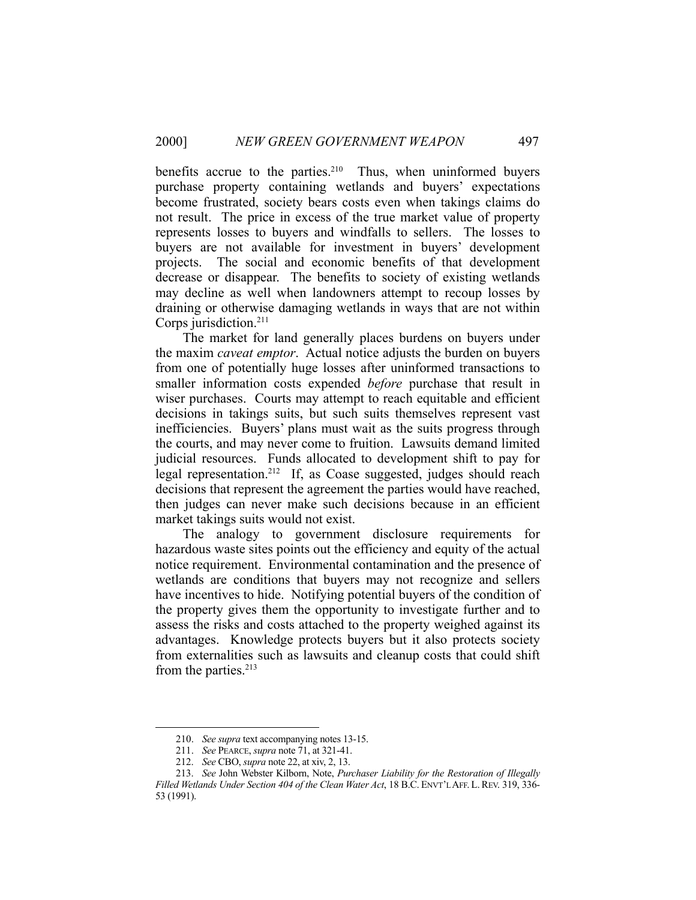benefits accrue to the parties.[210] Thus, when uninformed buyers purchase property containing wetlands and buyers' expectations become frustrated, society bears costs even when takings claims do not result. The price in excess of the true market value of property represents losses to buyers and windfalls to sellers. The losses to buyers are not available for investment in buyers' development projects. The social and economic benefits of that development decrease or disappear. The benefits to society of existing wetlands may decline as well when landowners attempt to recoup losses by draining or otherwise damaging wetlands in ways that are not within Corps jurisdiction.[211]

The market for land generally places burdens on buyers under the maxim *caveat emptor*. Actual notice adjusts the burden on buyers from one of potentially huge losses after uninformed transactions to smaller information costs expended *before* purchase that result in wiser purchases. Courts may attempt to reach equitable and efficient decisions in takings suits, but such suits themselves represent vast inefficiencies. Buyers' plans must wait as the suits progress through the courts, and may never come to fruition. Lawsuits demand limited judicial resources. Funds allocated to development shift to pay for legal representation.[212] If, as Coase suggested, judges should reach decisions that represent the agreement the parties would have reached, then judges can never make such decisions because in an efficient market takings suits would not exist.

The analogy to government disclosure requirements for hazardous waste sites points out the efficiency and equity of the actual notice requirement. Environmental contamination and the presence of wetlands are conditions that buyers may not recognize and sellers have incentives to hide. Notifying potential buyers of the condition of the property gives them the opportunity to investigate further and to assess the risks and costs attached to the property weighed against its advantages. Knowledge protects buyers but it also protects society from externalities such as lawsuits and cleanup costs that could shift from the parties.[213]

---

210. *See supra* text accompanying notes 13-15.

211. *See* PEARCE, *supra* note 71, at 321-41.

212. *See* CBO, *supra* note 22, at xiv, 2, 13.

213. *See* John Webster Kilborn, Note, *Purchaser Liability for the Restoration of Illegally Filled Wetlands Under Section 404 of the Clean Water Act*, 18 B.C. ENVT'L AFF. L. REV. 319, 336-53 (1991).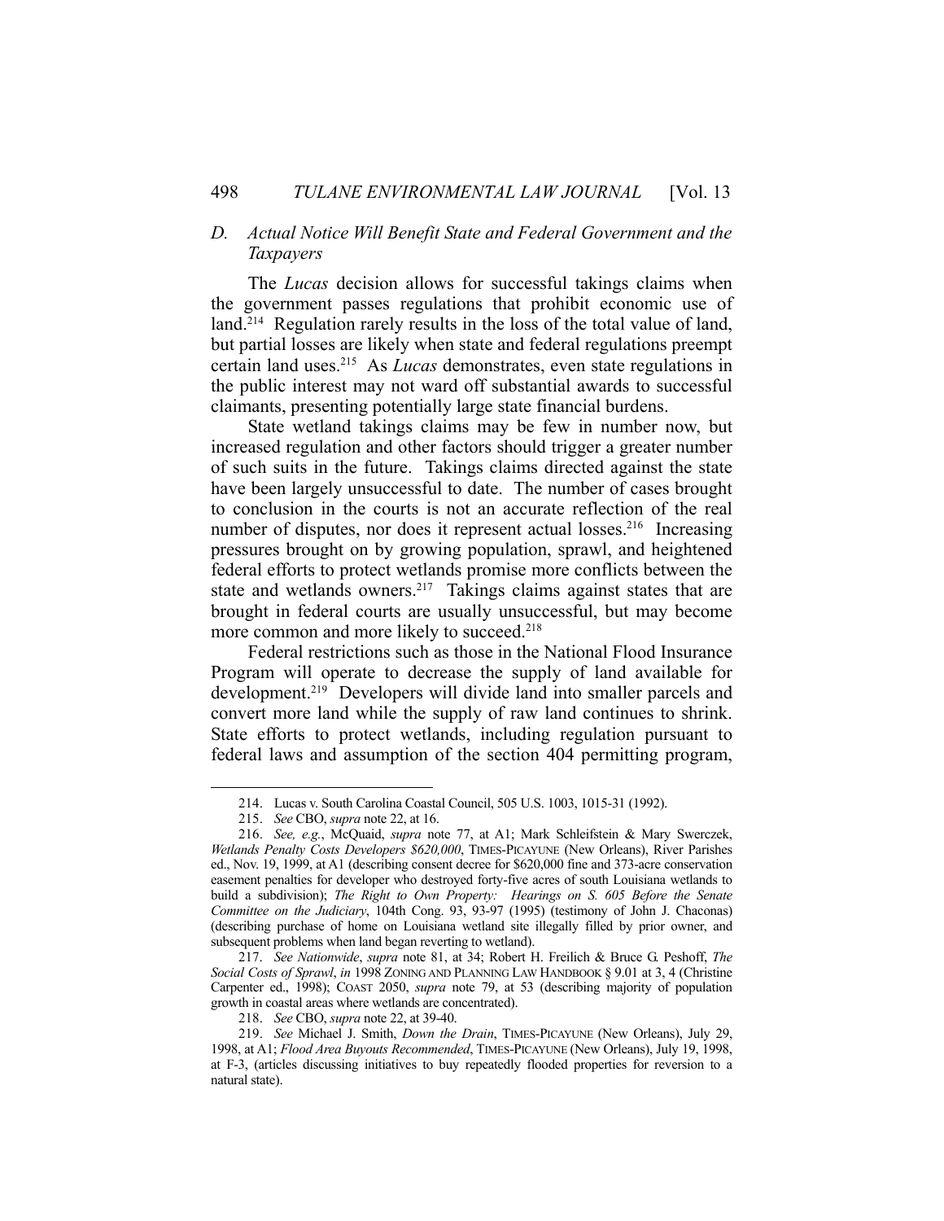### D. *Actual Notice Will Benefit State and Federal Government and the Taxpayers*

The *Lucas* decision allows for successful takings claims when the government passes regulations that prohibit economic use of land.[214] Regulation rarely results in the loss of the total value of land, but partial losses are likely when state and federal regulations preempt certain land uses.[215] As *Lucas* demonstrates, even state regulations in the public interest may not ward off substantial awards to successful claimants, presenting potentially large state financial burdens.

State wetland takings claims may be few in number now, but increased regulation and other factors should trigger a greater number of such suits in the future. Takings claims directed against the state have been largely unsuccessful to date. The number of cases brought to conclusion in the courts is not an accurate reflection of the real number of disputes, nor does it represent actual losses.[216] Increasing pressures brought on by growing population, sprawl, and heightened federal efforts to protect wetlands promise more conflicts between the state and wetlands owners.[217] Takings claims against states that are brought in federal courts are usually unsuccessful, but may become more common and more likely to succeed.[218]

Federal restrictions such as those in the National Flood Insurance Program will operate to decrease the supply of land available for development.[219] Developers will divide land into smaller parcels and convert more land while the supply of raw land continues to shrink. State efforts to protect wetlands, including regulation pursuant to federal laws and assumption of the section 404 permitting program,

---

214. Lucas v. South Carolina Coastal Council, 505 U.S. 1003, 1015-31 (1992).

215. *See* CBO, *supra* note 22, at 16.

216. *See, e.g.*, McQuaid, *supra* note 77, at A1; Mark Schleifstein & Mary Swerczek, *Wetlands Penalty Costs Developers $620,000*, TIMES-PICAYUNE (New Orleans), River Parishes ed., Nov. 19, 1999, at A1 (describing consent decree for $620,000 fine and 373-acre conservation easement penalties for developer who destroyed forty-five acres of south Louisiana wetlands to build a subdivision); *The Right to Own Property: Hearings on S. 605 Before the Senate Committee on the Judiciary*, 104th Cong. 93, 93-97 (1995) (testimony of John J. Chaconas) (describing purchase of home on Louisiana wetland site illegally filled by prior owner, and subsequent problems when land began reverting to wetland).

217. *See Nationwide*, *supra* note 81, at 34; Robert H. Freilich & Bruce G. Peshoff, *The Social Costs of Sprawl*, *in* 1998 ZONING AND PLANNING LAW HANDBOOK § 9.01 at 3, 4 (Christine Carpenter ed., 1998); COAST 2050, *supra* note 79, at 53 (describing majority of population growth in coastal areas where wetlands are concentrated).

218. *See* CBO, *supra* note 22, at 39-40.

219. *See* Michael J. Smith, *Down the Drain*, TIMES-PICAYUNE (New Orleans), July 29, 1998, at A1; *Flood Area Buyouts Recommended*, TIMES-PICAYUNE (New Orleans), July 19, 1998, at F-3, (articles discussing initiatives to buy repeatedly flooded properties for reversion to a natural state).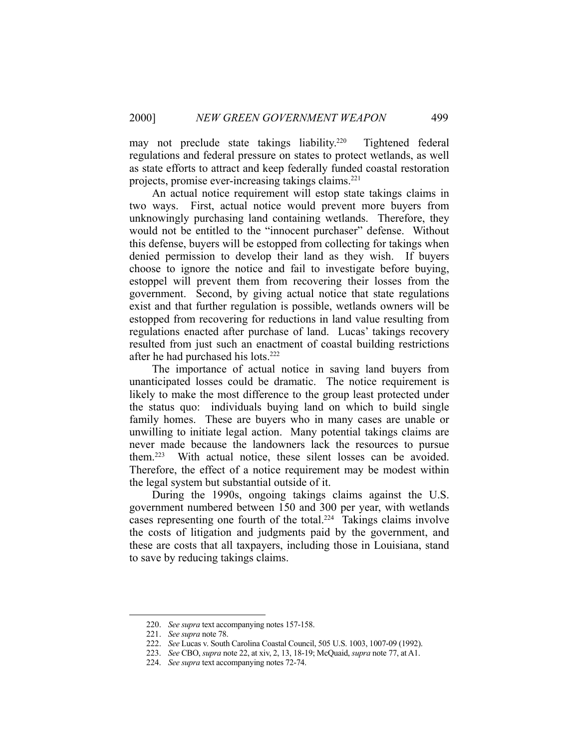may not preclude state takings liability.[220] Tightened federal regulations and federal pressure on states to protect wetlands, as well as state efforts to attract and keep federally funded coastal restoration projects, promise ever-increasing takings claims.[221]

An actual notice requirement will estop state takings claims in two ways. First, actual notice would prevent more buyers from unknowingly purchasing land containing wetlands. Therefore, they would not be entitled to the "innocent purchaser" defense. Without this defense, buyers will be estopped from collecting for takings when denied permission to develop their land as they wish. If buyers choose to ignore the notice and fail to investigate before buying, estoppel will prevent them from recovering their losses from the government. Second, by giving actual notice that state regulations exist and that further regulation is possible, wetlands owners will be estopped from recovering for reductions in land value resulting from regulations enacted after purchase of land. Lucas' takings recovery resulted from just such an enactment of coastal building restrictions after he had purchased his lots.[222]

The importance of actual notice in saving land buyers from unanticipated losses could be dramatic. The notice requirement is likely to make the most difference to the group least protected under the status quo: individuals buying land on which to build single family homes. These are buyers who in many cases are unable or unwilling to initiate legal action. Many potential takings claims are never made because the landowners lack the resources to pursue them.[223] With actual notice, these silent losses can be avoided. Therefore, the effect of a notice requirement may be modest within the legal system but substantial outside of it.

During the 1990s, ongoing takings claims against the U.S. government numbered between 150 and 300 per year, with wetlands cases representing one fourth of the total.[224] Takings claims involve the costs of litigation and judgments paid by the government, and these are costs that all taxpayers, including those in Louisiana, stand to save by reducing takings claims.

---

220. *See supra* text accompanying notes 157-158.

221. *See supra* note 78.

222. *See* Lucas v. South Carolina Coastal Council, 505 U.S. 1003, 1007-09 (1992).

223. *See* CBO, *supra* note 22, at xiv, 2, 13, 18-19; McQuaid, *supra* note 77, at A1.

224. *See supra* text accompanying notes 72-74.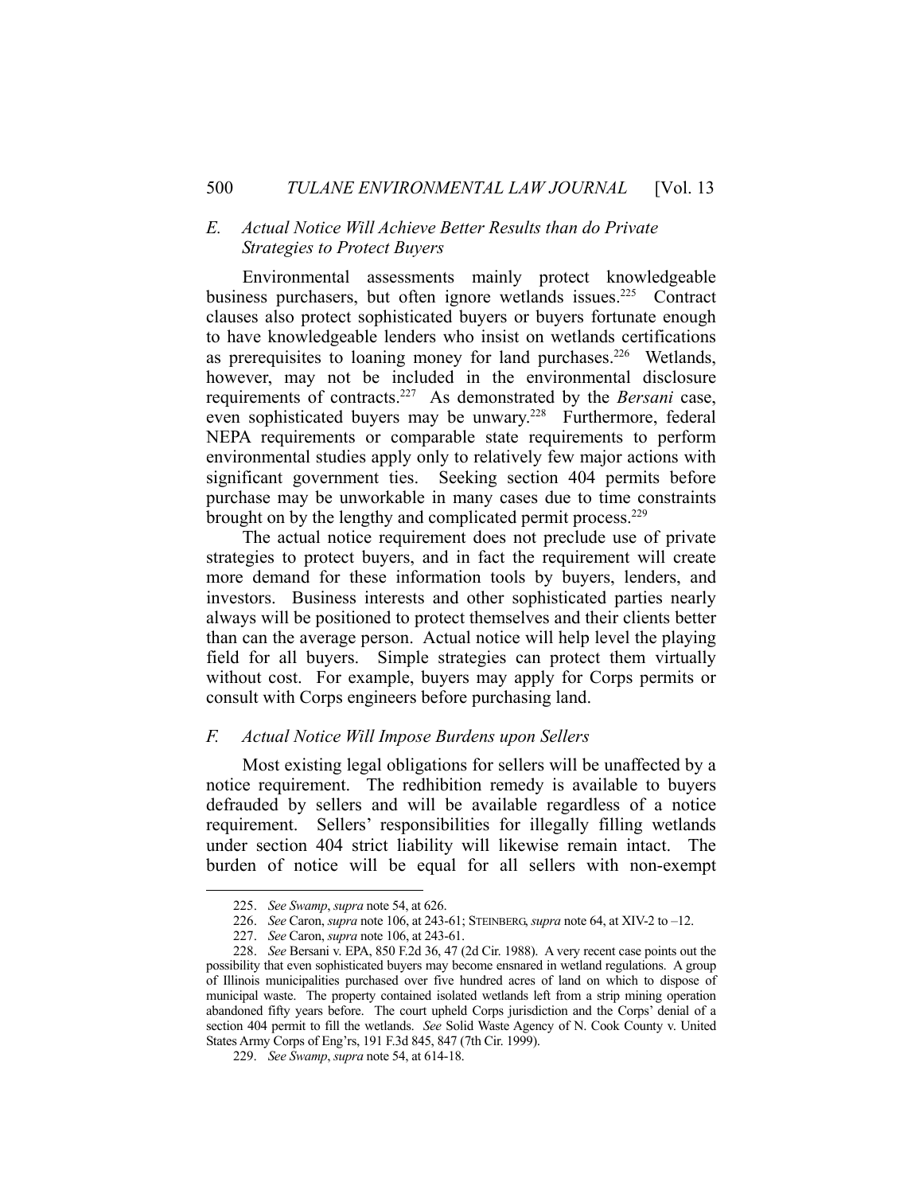### E. *Actual Notice Will Achieve Better Results than do Private Strategies to Protect Buyers*

Environmental assessments mainly protect knowledgeable business purchasers, but often ignore wetlands issues.[225] Contract clauses also protect sophisticated buyers or buyers fortunate enough to have knowledgeable lenders who insist on wetlands certifications as prerequisites to loaning money for land purchases.[226] Wetlands, however, may not be included in the environmental disclosure requirements of contracts.[227] As demonstrated by the *Bersani* case, even sophisticated buyers may be unwary.[228] Furthermore, federal NEPA requirements or comparable state requirements to perform environmental studies apply only to relatively few major actions with significant government ties. Seeking section 404 permits before purchase may be unworkable in many cases due to time constraints brought on by the lengthy and complicated permit process.[229]

The actual notice requirement does not preclude use of private strategies to protect buyers, and in fact the requirement will create more demand for these information tools by buyers, lenders, and investors. Business interests and other sophisticated parties nearly always will be positioned to protect themselves and their clients better than can the average person. Actual notice will help level the playing field for all buyers. Simple strategies can protect them virtually without cost. For example, buyers may apply for Corps permits or consult with Corps engineers before purchasing land.

### F. *Actual Notice Will Impose Burdens upon Sellers*

Most existing legal obligations for sellers will be unaffected by a notice requirement. The redhibition remedy is available to buyers defrauded by sellers and will be available regardless of a notice requirement. Sellers' responsibilities for illegally filling wetlands under section 404 strict liability will likewise remain intact. The burden of notice will be equal for all sellers with non-exempt

---

225. *See Swamp*, *supra* note 54, at 626.

226. *See* Caron, *supra* note 106, at 243-61; STEINBERG, *supra* note 64, at XIV-2 to –12.

227. *See* Caron, *supra* note 106, at 243-61.

228. *See* Bersani v. EPA, 850 F.2d 36, 47 (2d Cir. 1988). A very recent case points out the possibility that even sophisticated buyers may become ensnared in wetland regulations. A group of Illinois municipalities purchased over five hundred acres of land on which to dispose of municipal waste. The property contained isolated wetlands left from a strip mining operation abandoned fifty years before. The court upheld Corps jurisdiction and the Corps' denial of a section 404 permit to fill the wetlands. *See* Solid Waste Agency of N. Cook County v. United States Army Corps of Eng'rs, 191 F.3d 845, 847 (7th Cir. 1999).

229. *See Swamp*, *supra* note 54, at 614-18.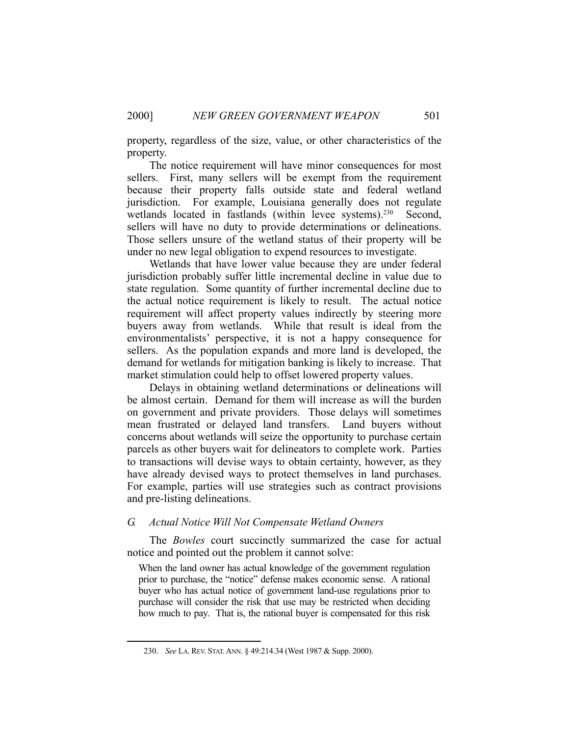property, regardless of the size, value, or other characteristics of the property.

The notice requirement will have minor consequences for most sellers. First, many sellers will be exempt from the requirement because their property falls outside state and federal wetland jurisdiction. For example, Louisiana generally does not regulate wetlands located in fastlands (within levee systems).[230] Second, sellers will have no duty to provide determinations or delineations. Those sellers unsure of the wetland status of their property will be under no new legal obligation to expend resources to investigate.

Wetlands that have lower value because they are under federal jurisdiction probably suffer little incremental decline in value due to state regulation. Some quantity of further incremental decline due to the actual notice requirement is likely to result. The actual notice requirement will affect property values indirectly by steering more buyers away from wetlands. While that result is ideal from the environmentalists' perspective, it is not a happy consequence for sellers. As the population expands and more land is developed, the demand for wetlands for mitigation banking is likely to increase. That market stimulation could help to offset lowered property values.

Delays in obtaining wetland determinations or delineations will be almost certain. Demand for them will increase as will the burden on government and private providers. Those delays will sometimes mean frustrated or delayed land transfers. Land buyers without concerns about wetlands will seize the opportunity to purchase certain parcels as other buyers wait for delineators to complete work. Parties to transactions will devise ways to obtain certainty, however, as they have already devised ways to protect themselves in land purchases. For example, parties will use strategies such as contract provisions and pre-listing delineations.

### *G. Actual Notice Will Not Compensate Wetland Owners*

The *Bowles* court succinctly summarized the case for actual notice and pointed out the problem it cannot solve:

> When the land owner has actual knowledge of the government regulation prior to purchase, the "notice" defense makes economic sense. A rational buyer who has actual notice of government land-use regulations prior to purchase will consider the risk that use may be restricted when deciding how much to pay. That is, the rational buyer is compensated for this risk

---

230. *See* LA. REV. STAT. ANN. § 49:214.34 (West 1987 & Supp. 2000).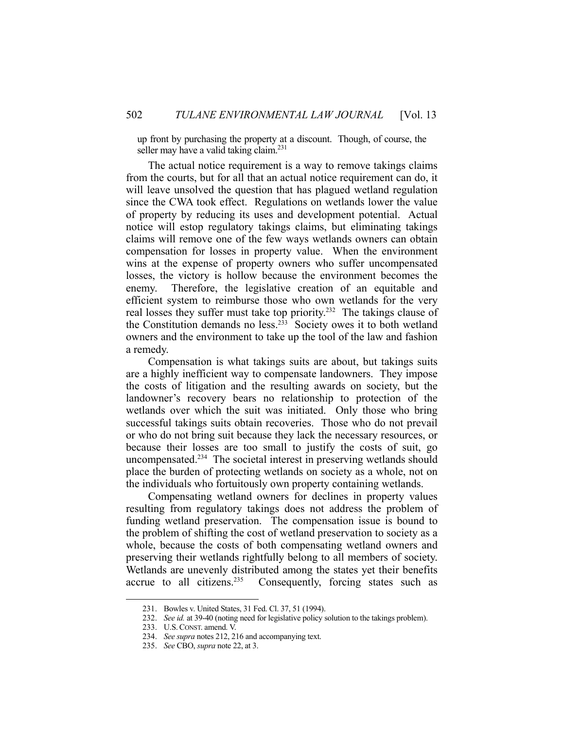up front by purchasing the property at a discount. Though, of course, the seller may have a valid taking claim.[231]

The actual notice requirement is a way to remove takings claims from the courts, but for all that an actual notice requirement can do, it will leave unsolved the question that has plagued wetland regulation since the CWA took effect. Regulations on wetlands lower the value of property by reducing its uses and development potential. Actual notice will estop regulatory takings claims, but eliminating takings claims will remove one of the few ways wetlands owners can obtain compensation for losses in property value. When the environment wins at the expense of property owners who suffer uncompensated losses, the victory is hollow because the environment becomes the enemy. Therefore, the legislative creation of an equitable and efficient system to reimburse those who own wetlands for the very real losses they suffer must take top priority.[232] The takings clause of the Constitution demands no less.[233] Society owes it to both wetland owners and the environment to take up the tool of the law and fashion a remedy.

Compensation is what takings suits are about, but takings suits are a highly inefficient way to compensate landowners. They impose the costs of litigation and the resulting awards on society, but the landowner's recovery bears no relationship to protection of the wetlands over which the suit was initiated. Only those who bring successful takings suits obtain recoveries. Those who do not prevail or who do not bring suit because they lack the necessary resources, or because their losses are too small to justify the costs of suit, go uncompensated.[234] The societal interest in preserving wetlands should place the burden of protecting wetlands on society as a whole, not on the individuals who fortuitously own property containing wetlands.

Compensating wetland owners for declines in property values resulting from regulatory takings does not address the problem of funding wetland preservation. The compensation issue is bound to the problem of shifting the cost of wetland preservation to society as a whole, because the costs of both compensating wetland owners and preserving their wetlands rightfully belong to all members of society. Wetlands are unevenly distributed among the states yet their benefits accrue to all citizens.[235] Consequently, forcing states such as

---

231. Bowles v. United States, 31 Fed. Cl. 37, 51 (1994).

232. *See id.* at 39-40 (noting need for legislative policy solution to the takings problem).

233. U.S. CONST. amend. V.

234. *See supra* notes 212, 216 and accompanying text.

235. *See* CBO, *supra* note 22, at 3.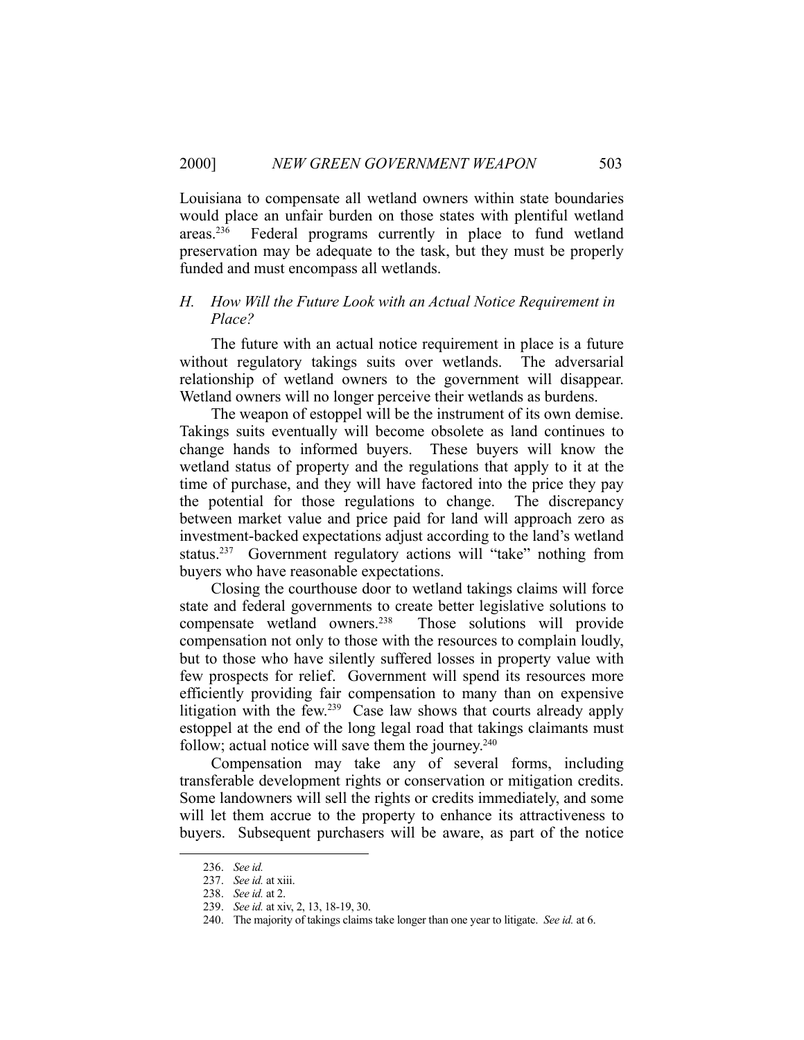Louisiana to compensate all wetland owners within state boundaries would place an unfair burden on those states with plentiful wetland areas.[236] Federal programs currently in place to fund wetland preservation may be adequate to the task, but they must be properly funded and must encompass all wetlands.

### *H. How Will the Future Look with an Actual Notice Requirement in Place?*

The future with an actual notice requirement in place is a future without regulatory takings suits over wetlands. The adversarial relationship of wetland owners to the government will disappear. Wetland owners will no longer perceive their wetlands as burdens.

The weapon of estoppel will be the instrument of its own demise. Takings suits eventually will become obsolete as land continues to change hands to informed buyers. These buyers will know the wetland status of property and the regulations that apply to it at the time of purchase, and they will have factored into the price they pay the potential for those regulations to change. The discrepancy between market value and price paid for land will approach zero as investment-backed expectations adjust according to the land's wetland status.[237] Government regulatory actions will "take" nothing from buyers who have reasonable expectations.

Closing the courthouse door to wetland takings claims will force state and federal governments to create better legislative solutions to compensate wetland owners.[238] Those solutions will provide compensation not only to those with the resources to complain loudly, but to those who have silently suffered losses in property value with few prospects for relief. Government will spend its resources more efficiently providing fair compensation to many than on expensive litigation with the few.[239] Case law shows that courts already apply estoppel at the end of the long legal road that takings claimants must follow; actual notice will save them the journey.[240]

Compensation may take any of several forms, including transferable development rights or conservation or mitigation credits. Some landowners will sell the rights or credits immediately, and some will let them accrue to the property to enhance its attractiveness to buyers. Subsequent purchasers will be aware, as part of the notice

---

236. *See id.*

237. *See id.* at xiii.

238. *See id.* at 2.

239. *See id.* at xiv, 2, 13, 18-19, 30.

240. The majority of takings claims take longer than one year to litigate. *See id.* at 6.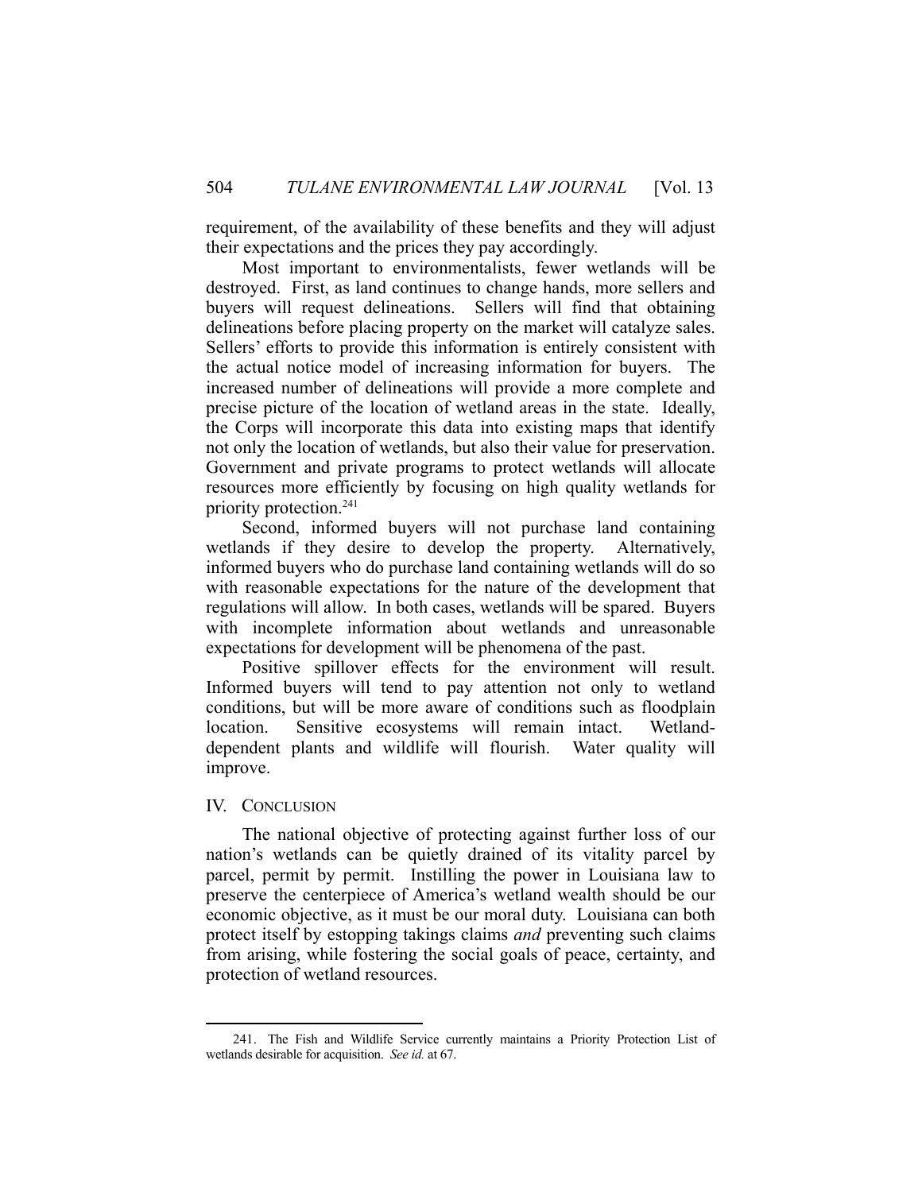requirement, of the availability of these benefits and they will adjust their expectations and the prices they pay accordingly.

Most important to environmentalists, fewer wetlands will be destroyed. First, as land continues to change hands, more sellers and buyers will request delineations. Sellers will find that obtaining delineations before placing property on the market will catalyze sales. Sellers' efforts to provide this information is entirely consistent with the actual notice model of increasing information for buyers. The increased number of delineations will provide a more complete and precise picture of the location of wetland areas in the state. Ideally, the Corps will incorporate this data into existing maps that identify not only the location of wetlands, but also their value for preservation. Government and private programs to protect wetlands will allocate resources more efficiently by focusing on high quality wetlands for priority protection.[241]

Second, informed buyers will not purchase land containing wetlands if they desire to develop the property. Alternatively, informed buyers who do purchase land containing wetlands will do so with reasonable expectations for the nature of the development that regulations will allow. In both cases, wetlands will be spared. Buyers with incomplete information about wetlands and unreasonable expectations for development will be phenomena of the past.

Positive spillover effects for the environment will result. Informed buyers will tend to pay attention not only to wetland conditions, but will be more aware of conditions such as floodplain location. Sensitive ecosystems will remain intact. Wetland-dependent plants and wildlife will flourish. Water quality will improve.

## IV. CONCLUSION

The national objective of protecting against further loss of our nation's wetlands can be quietly drained of its vitality parcel by parcel, permit by permit. Instilling the power in Louisiana law to preserve the centerpiece of America's wetland wealth should be our economic objective, as it must be our moral duty. Louisiana can both protect itself by estopping takings claims *and* preventing such claims from arising, while fostering the social goals of peace, certainty, and protection of wetland resources.

---

241. The Fish and Wildlife Service currently maintains a Priority Protection List of wetlands desirable for acquisition. *See id.* at 67.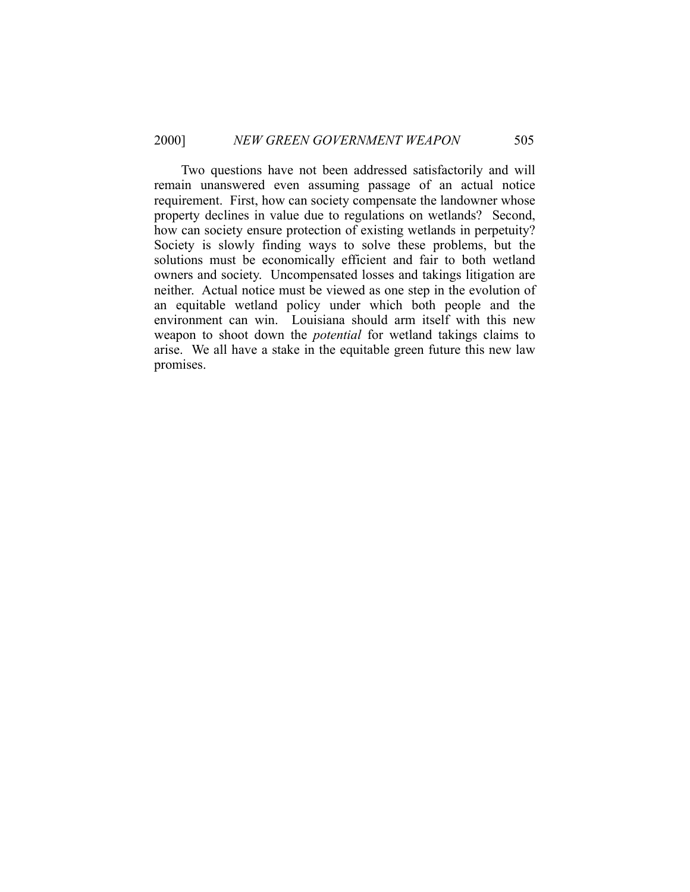Two questions have not been addressed satisfactorily and will remain unanswered even assuming passage of an actual notice requirement. First, how can society compensate the landowner whose property declines in value due to regulations on wetlands? Second, how can society ensure protection of existing wetlands in perpetuity? Society is slowly finding ways to solve these problems, but the solutions must be economically efficient and fair to both wetland owners and society. Uncompensated losses and takings litigation are neither. Actual notice must be viewed as one step in the evolution of an equitable wetland policy under which both people and the environment can win. Louisiana should arm itself with this new weapon to shoot down the *potential* for wetland takings claims to arise. We all have a stake in the equitable green future this new law promises.